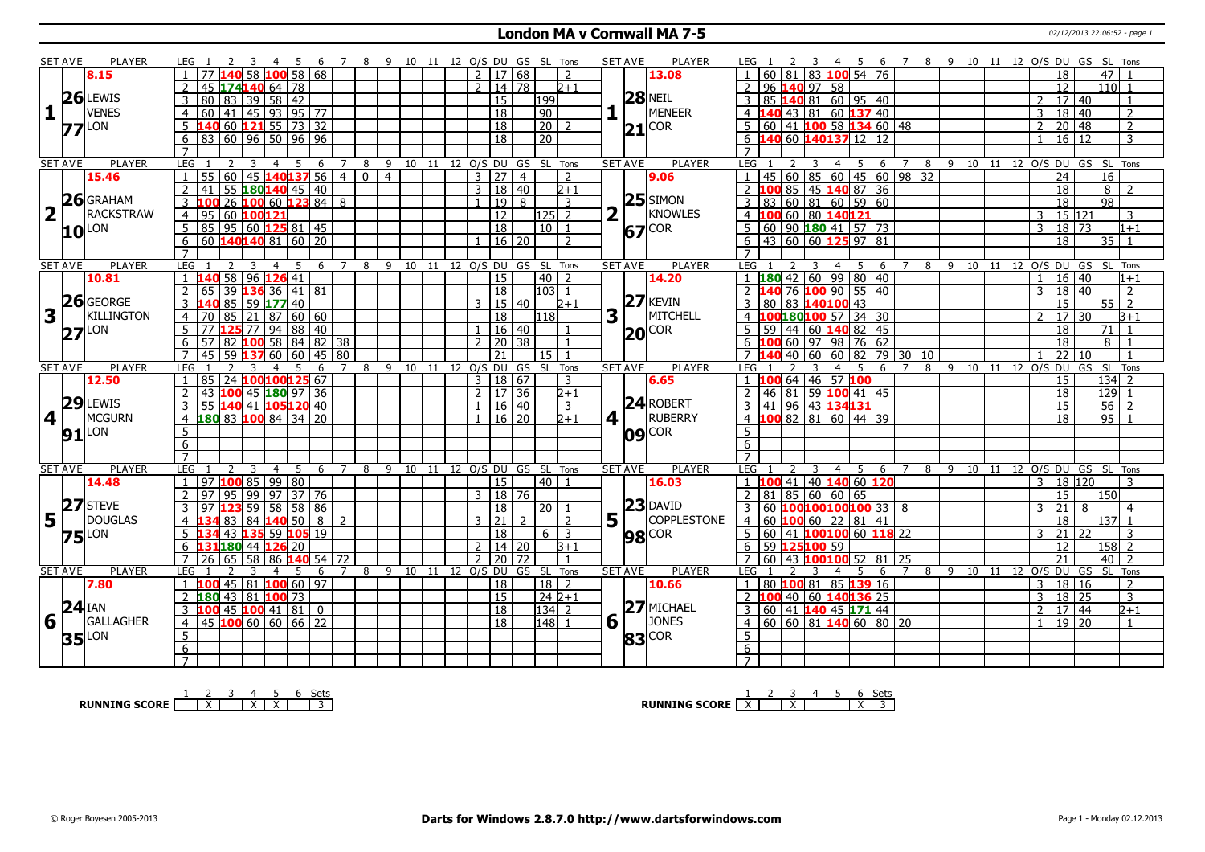# London MA v Cornwall MA 7-5

02/12/2013 22:06:52 - page 1

## Set 1

| SET AVE | PLAYER | LEG | 1 | 2 | 3 | 4 | 5 | 6 | 7 | O/S | DU | GS | SL | Tons |
|---|---|---|---|---|---|---|---|---|---|---|---|---|---|---|
| 8.15 / 26.77 | LEWIS VENES (LON) | 1 | 77 | 140 | 58 | 100 | 58 | 68 | | 2 | 17 | 68 | | 2 |
| | | 2 | 45 | 174 | 140 | 64 | 78 | | | 2 | 14 | 78 | | 2+1 |
| | | 3 | 80 | 83 | 39 | 58 | 42 | | | | 15 | | 199 | |
| | | 4 | 60 | 41 | 45 | 93 | 95 | 77 | | | 18 | | 90 | |
| | | 5 | 140 | 60 | 121 | 55 | 73 | 32 | | | 18 | | 20 | 2 |
| | | 6 | 83 | 60 | 96 | 50 | 96 | 96 | | | 18 | | 20 | |

| SET AVE | PLAYER | LEG | 1 | 2 | 3 | 4 | 5 | 6 | 7 | O/S | DU | GS | SL | Tons |
|---|---|---|---|---|---|---|---|---|---|---|---|---|---|---|
| 13.08 / 28.21 | NEIL MENEER (COR) | 1 | 60 | 81 | 83 | 100 | 54 | 76 | | | 18 | | 47 | 1 |
| | | 2 | 96 | 140 | 97 | 58 | | | | | 12 | | 110 | 1 |
| | | 3 | 85 | 140 | 81 | 60 | 95 | 40 | | 2 | 17 | 40 | | 1 |
| | | 4 | 140 | 43 | 81 | 60 | 137 | 40 | | 3 | 18 | 40 | | 2 |
| | | 5 | 60 | 41 | 100 | 58 | 134 | 60 | 48 | 2 | 20 | 48 | | 2 |
| | | 6 | 140 | 60 | 140 | 137 | 12 | 12 | | 1 | 16 | 12 | | 3 |

## Set 2

| SET AVE | PLAYER | LEG | 1 | 2 | 3 | 4 | 5 | 6 | 7 | 8 | 9 | O/S | DU | GS | SL | Tons |
|---|---|---|---|---|---|---|---|---|---|---|---|---|---|---|---|---|
| 15.46 / 26.10 | GRAHAM RACKSTRAW (LON) | 1 | 55 | 60 | 45 | 140 | 137 | 56 | 4 | 0 | 4 | 3 | 27 | 4 | | 2 |
| | | 2 | 41 | 55 | 180 | 140 | 45 | 40 | | | | 3 | 18 | 40 | | 2+1 |
| | | 3 | 100 | 26 | 100 | 60 | 123 | 84 | 8 | | | 1 | 19 | 8 | | 3 |
| | | 4 | 95 | 60 | 100 | 121 | | | | | | | 12 | | 125 | 2 |
| | | 5 | 85 | 95 | 60 | 125 | 81 | 45 | | | | | 18 | | 10 | 1 |
| | | 6 | 60 | 140 | 140 | 81 | 60 | 20 | | | | 1 | 16 | 20 | | 2 |

| SET AVE | PLAYER | LEG | 1 | 2 | 3 | 4 | 5 | 6 | 7 | 8 | O/S | DU | GS | SL | Tons |
|---|---|---|---|---|---|---|---|---|---|---|---|---|---|---|---|
| 9.06 / 25.67 | SIMON KNOWLES (COR) | 1 | 45 | 60 | 85 | 60 | 45 | 60 | 98 | 32 | | 24 | | 16 | |
| | | 2 | 100 | 85 | 45 | 140 | 87 | 36 | | | | 18 | | 8 | 2 |
| | | 3 | 83 | 60 | 81 | 60 | 59 | 60 | | | | 18 | | 98 | |
| | | 4 | 100 | 60 | 80 | 140 | 121 | | | | 3 | 15 | 121 | | 3 |
| | | 5 | 60 | 90 | 180 | 41 | 57 | 73 | | | 3 | 18 | 73 | | 1+1 |
| | | 6 | 43 | 60 | 60 | 125 | 97 | 81 | | | | 18 | | 35 | 1 |

## Set 3

| SET AVE | PLAYER | LEG | 1 | 2 | 3 | 4 | 5 | 6 | 7 | O/S | DU | GS | SL | Tons |
|---|---|---|---|---|---|---|---|---|---|---|---|---|---|---|
| 10.81 / 26.27 | GEORGE KILLINGTON (LON) | 1 | 140 | 58 | 96 | 126 | 41 | | | | 15 | | 40 | 2 |
| | | 2 | 65 | 39 | 136 | 36 | 41 | 81 | | | 18 | | 103 | 1 |
| | | 3 | 140 | 85 | 59 | 177 | 40 | | | 3 | 15 | 40 | | 2+1 |
| | | 4 | 70 | 85 | 21 | 87 | 60 | 60 | | | 18 | | 118 | |
| | | 5 | 77 | 125 | 77 | 94 | 88 | 40 | | 1 | 16 | 40 | | 1 |
| | | 6 | 57 | 82 | 100 | 58 | 84 | 82 | 38 | 2 | 20 | 38 | | 1 |
| | | 7 | 45 | 59 | 137 | 60 | 60 | 45 | 80 | | 21 | | 15 | 1 |

| SET AVE | PLAYER | LEG | 1 | 2 | 3 | 4 | 5 | 6 | 7 | 8 | O/S | DU | GS | SL | Tons |
|---|---|---|---|---|---|---|---|---|---|---|---|---|---|---|---|
| 14.20 / 27.20 | KEVIN MITCHELL (COR) | 1 | 180 | 42 | 60 | 99 | 80 | 40 | | | 1 | 16 | 40 | | 1+1 |
| | | 2 | 140 | 76 | 100 | 90 | 55 | 40 | | | 3 | 18 | 40 | | 2 |
| | | 3 | 80 | 83 | 140 | 100 | 43 | | | | | 15 | | 55 | 2 |
| | | 4 | 100 | 180 | 100 | 57 | 34 | 30 | | | 2 | 17 | 30 | | 3+1 |
| | | 5 | 59 | 44 | 60 | 140 | 82 | 45 | | | | 18 | | 71 | 1 |
| | | 6 | 100 | 60 | 97 | 98 | 76 | 62 | | | | 18 | | 8 | 1 |
| | | 7 | 140 | 40 | 60 | 60 | 82 | 79 | 30 | 10 | 1 | 22 | 10 | | 1 |

## Set 4

| SET AVE | PLAYER | LEG | 1 | 2 | 3 | 4 | 5 | 6 | 7 | O/S | DU | GS | SL | Tons |
|---|---|---|---|---|---|---|---|---|---|---|---|---|---|---|
| 12.50 / 29.91 | LEWIS MCGURN (LON) | 1 | 85 | 24 | 100 | 100 | 125 | 67 | | 3 | 18 | 67 | | 3 |
| | | 2 | 43 | 100 | 45 | 180 | 97 | 36 | | 2 | 17 | 36 | | 2+1 |
| | | 3 | 55 | 140 | 41 | 105 | 120 | 40 | | 1 | 16 | 40 | | 3 |
| | | 4 | 180 | 83 | 100 | 84 | 34 | 20 | | 1 | 16 | 20 | | 2+1 |

| SET AVE | PLAYER | LEG | 1 | 2 | 3 | 4 | 5 | 6 | 7 | O/S | DU | GS | SL | Tons |
|---|---|---|---|---|---|---|---|---|---|---|---|---|---|---|
| 6.65 / 24.09 | ROBERT RUBERRY (COR) | 1 | 100 | 64 | 46 | 57 | 100 | | | | 15 | | 134 | 2 |
| | | 2 | 46 | 81 | 59 | 100 | 41 | 45 | | | 18 | | 129 | 1 |
| | | 3 | 41 | 96 | 43 | 134 | 131 | | | | 15 | | 56 | 2 |
| | | 4 | 100 | 82 | 81 | 60 | 44 | 39 | | | 18 | | 95 | 1 |

## Set 5

| SET AVE | PLAYER | LEG | 1 | 2 | 3 | 4 | 5 | 6 | 7 | O/S | DU | GS | SL | Tons |
|---|---|---|---|---|---|---|---|---|---|---|---|---|---|---|
| 14.48 / 27.75 | STEVE DOUGLAS (LON) | 1 | 97 | 100 | 85 | 99 | 80 | | | | 15 | | 40 | 1 |
| | | 2 | 97 | 95 | 99 | 97 | 37 | 76 | | 3 | 18 | 76 | | |
| | | 3 | 97 | 123 | 59 | 58 | 58 | 86 | | | 18 | | 20 | 1 |
| | | 4 | 134 | 83 | 84 | 140 | 50 | 8 | 2 | 3 | 21 | 2 | | 2 |
| | | 5 | 134 | 43 | 135 | 59 | 105 | 19 | | | 18 | | 6 | 3 |
| | | 6 | 131 | 180 | 44 | 126 | 20 | | | 2 | 14 | 20 | | 3+1 |
| | | 7 | 26 | 65 | 58 | 86 | 140 | 54 | 72 | 2 | 20 | 72 | | 1 |

| SET AVE | PLAYER | LEG | 1 | 2 | 3 | 4 | 5 | 6 | 7 | O/S | DU | GS | SL | Tons |
|---|---|---|---|---|---|---|---|---|---|---|---|---|---|---|
| 16.03 / 23.98 | DAVID COPPLESTONE (COR) | 1 | 100 | 41 | 40 | 140 | 60 | 120 | | 3 | 18 | 120 | | 3 |
| | | 2 | 81 | 85 | 60 | 60 | 65 | | | | 15 | | 150 | |
| | | 3 | 60 | 100 | 100 | 100 | 100 | 33 | 8 | 3 | 21 | 8 | | 4 |
| | | 4 | 60 | 100 | 60 | 22 | 81 | 41 | | | 18 | | 137 | 1 |
| | | 5 | 60 | 41 | 100 | 100 | 60 | 118 | 22 | 3 | 21 | 22 | | 3 |
| | | 6 | 59 | 125 | 100 | 59 | | | | | 12 | | 158 | 2 |
| | | 7 | 60 | 43 | 100 | 100 | 52 | 81 | 25 | | 21 | | 40 | 2 |

## Set 6

| SET AVE | PLAYER | LEG | 1 | 2 | 3 | 4 | 5 | 6 | 7 | O/S | DU | GS | SL | Tons |
|---|---|---|---|---|---|---|---|---|---|---|---|---|---|---|
| 7.80 / 24.35 | IAN GALLAGHER (LON) | 1 | 100 | 45 | 81 | 100 | 60 | 97 | | | 18 | | 18 | 2 |
| | | 2 | 180 | 43 | 81 | 100 | 73 | | | | 15 | | 24 | 2+1 |
| | | 3 | 100 | 45 | 100 | 41 | 81 | 0 | | | 18 | | 134 | 2 |
| | | 4 | 45 | 100 | 60 | 60 | 66 | 22 | | | 18 | | 148 | 1 |

| SET AVE | PLAYER | LEG | 1 | 2 | 3 | 4 | 5 | 6 | 7 | O/S | DU | GS | SL | Tons |
|---|---|---|---|---|---|---|---|---|---|---|---|---|---|---|
| 10.66 / 27.83 | MICHAEL JONES (COR) | 1 | 80 | 100 | 81 | 85 | 139 | 16 | | 3 | 18 | 16 | | 2 |
| | | 2 | 100 | 40 | 60 | 140 | 136 | 25 | | 3 | 18 | 25 | | 3 |
| | | 3 | 60 | 41 | 140 | 45 | 171 | 44 | | 2 | 17 | 44 | | 2+1 |
| | | 4 | 60 | 60 | 81 | 140 | 60 | 80 | 20 | 1 | 19 | 20 | | 1 |

## Running Score

| | 1 | 2 | 3 | 4 | 5 | 6 | Sets |
|---|---|---|---|---|---|---|---|
| LON | | X | | X | X | | 3 |
| COR | X | | X | | | X | 3 |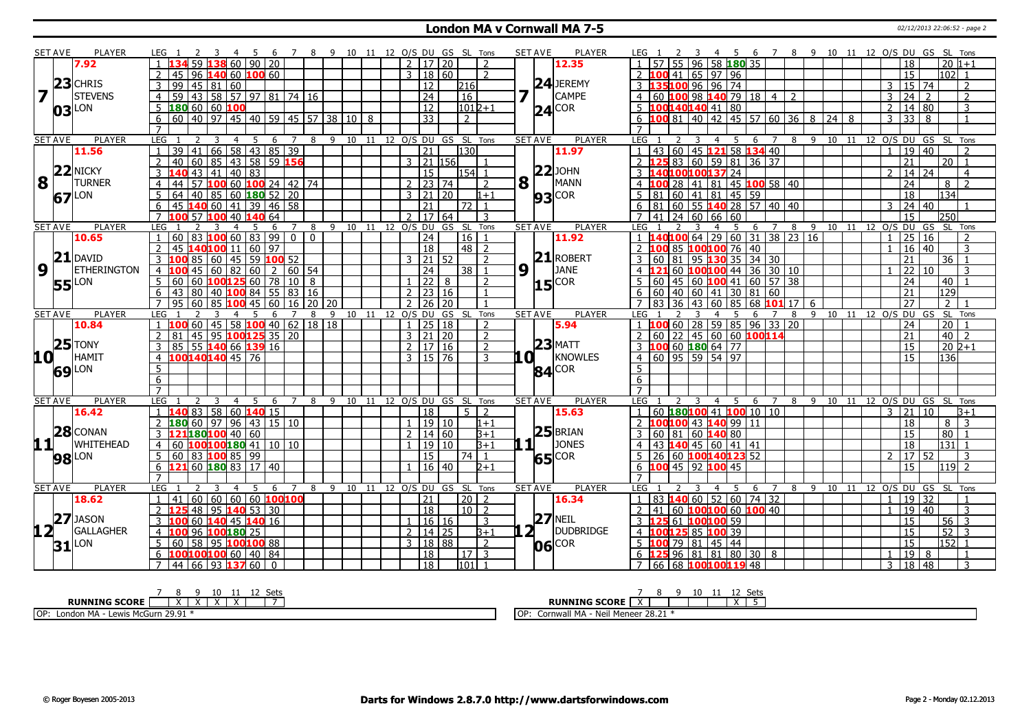## London MA v Cornwall MA 7-5

02/12/2013 22:06:52 - page 2

### Set 7

| SET AVE | PLAYER | LEG | 1 | 2 | 3 | 4 | 5 | 6 | 7 | 8 | 9 | 10 | 11 | 12 | O/S | DU | GS | SL | Tons |
|---|---|---|---|---|---|---|---|---|---|---|---|---|---|---|---|---|---|---|---|
| 7.92 | 23 CHRIS STEVENS LON 03 | 1 | 134 | 59 | 138 | 60 | 90 | 20 | | | | | | | 2 | 17 | 20 | | 2 |
| | | 2 | 45 | 96 | 140 | 60 | 100 | 60 | | | | | | | 3 | 18 | 60 | | 2 |
| | | 3 | 99 | 45 | 81 | 60 | | | | | | | | | | 12 | | 216 | |
| | | 4 | 59 | 43 | 58 | 57 | 97 | 81 | 74 | 16 | | | | | | 24 | | 16 | |
| | | 5 | 180 | 60 | 60 | 100 | | | | | | | | | | 12 | | 101 | 2+1 |
| | | 6 | 60 | 40 | 97 | 45 | 40 | 59 | 45 | 57 | 38 | 10 | 8 | | | 33 | | 2 | |
| | | 7 | | | | | | | | | | | | | | | | | |

| SET AVE | PLAYER | LEG | 1 | 2 | 3 | 4 | 5 | 6 | 7 | 8 | 9 | 10 | 11 | 12 | O/S | DU | GS | SL | Tons |
|---|---|---|---|---|---|---|---|---|---|---|---|---|---|---|---|---|---|---|---|
| 12.35 | 24 JEREMY CAMPE COR 24 | 1 | 57 | 55 | 96 | 58 | 180 | 35 | | | | | | | | 18 | | 20 | 1+1 |
| | | 2 | 100 | 41 | 65 | 97 | 96 | | | | | | | | | 15 | | 102 | 1 |
| | | 3 | 135 | 100 | 96 | 96 | 74 | | | | | | | | 3 | 15 | 74 | | 2 |
| | | 4 | 60 | 100 | 98 | 140 | 79 | 18 | 4 | 2 | | | | | 3 | 24 | 2 | | 2 |
| | | 5 | 100 | 140 | 140 | 41 | 80 | | | | | | | | 2 | 14 | 80 | | 3 |
| | | 6 | 100 | 81 | 40 | 42 | 45 | 57 | 60 | 36 | 8 | 24 | 8 | | 3 | 33 | 8 | | 1 |
| | | 7 | | | | | | | | | | | | | | | | | |

### Set 8

| SET AVE | PLAYER | LEG | 1 | 2 | 3 | 4 | 5 | 6 | 7 | 8 | 9 | 10 | 11 | 12 | O/S | DU | GS | SL | Tons |
|---|---|---|---|---|---|---|---|---|---|---|---|---|---|---|---|---|---|---|---|
| 11.56 | 22 NICKY TURNER LON 67 | 1 | 39 | 41 | 66 | 58 | 43 | 85 | 39 | | | | | | | 21 | | 130 | |
| | | 2 | 40 | 60 | 85 | 43 | 58 | 59 | 156 | | | | | | 3 | 21 | 156 | | 1 |
| | | 3 | 140 | 43 | 41 | 40 | 83 | | | | | | | | | 15 | | 154 | 1 |
| | | 4 | 44 | 57 | 100 | 60 | 100 | 24 | 42 | 74 | | | | | 2 | 23 | 74 | | 2 |
| | | 5 | 64 | 40 | 85 | 60 | 180 | 52 | 20 | | | | | | 3 | 21 | 20 | | 1+1 |
| | | 6 | 45 | 140 | 60 | 41 | 39 | 46 | 58 | | | | | | | 21 | | 72 | 1 |
| | | 7 | 100 | 57 | 100 | 40 | 140 | 64 | | | | | | | 2 | 17 | 64 | | 3 |

| SET AVE | PLAYER | LEG | 1 | 2 | 3 | 4 | 5 | 6 | 7 | 8 | 9 | 10 | 11 | 12 | O/S | DU | GS | SL | Tons |
|---|---|---|---|---|---|---|---|---|---|---|---|---|---|---|---|---|---|---|---|
| 11.97 | 22 JOHN MANN COR 93 | 1 | 43 | 60 | 45 | 121 | 58 | 134 | 40 | | | | | | 1 | 19 | 40 | | 2 |
| | | 2 | 125 | 83 | 60 | 59 | 81 | 36 | 37 | | | | | | | 21 | | 20 | 1 |
| | | 3 | 140 | 100 | 100 | 137 | 24 | | | | | | | | 2 | 14 | 24 | | 4 |
| | | 4 | 100 | 28 | 41 | 81 | 45 | 100 | 58 | 40 | | | | | | 24 | | 8 | 2 |
| | | 5 | 81 | 60 | 41 | 81 | 45 | 59 | | | | | | | | 18 | | 134 | |
| | | 6 | 81 | 60 | 55 | 140 | 28 | 57 | 40 | 40 | | | | | 3 | 24 | 40 | | 1 |
| | | 7 | 41 | 24 | 60 | 66 | 60 | | | | | | | | | 15 | | 250 | |

### Set 9

| SET AVE | PLAYER | LEG | 1 | 2 | 3 | 4 | 5 | 6 | 7 | 8 | 9 | 10 | 11 | 12 | O/S | DU | GS | SL | Tons |
|---|---|---|---|---|---|---|---|---|---|---|---|---|---|---|---|---|---|---|---|
| 10.65 | 21 DAVID ETHERINGTON LON 55 | 1 | 60 | 83 | 100 | 60 | 83 | 99 | 0 | 0 | | | | | | 24 | | 16 | 1 |
| | | 2 | 45 | 140 | 100 | 11 | 60 | 97 | | | | | | | | 18 | | 48 | 2 |
| | | 3 | 100 | 85 | 60 | 45 | 59 | 100 | 52 | | | | | | 3 | 21 | 52 | | 2 |
| | | 4 | 100 | 45 | 60 | 82 | 60 | 2 | 60 | 54 | | | | | | 24 | | 38 | 1 |
| | | 5 | 60 | 60 | 100 | 125 | 60 | 78 | 10 | 8 | | | | | 1 | 22 | 8 | | 2 |
| | | 6 | 43 | 80 | 40 | 100 | 84 | 55 | 83 | 16 | | | | | 2 | 23 | 16 | | 1 |
| | | 7 | 95 | 60 | 85 | 100 | 45 | 60 | 16 | 20 | 20 | | | | 2 | 26 | 20 | | 1 |

| SET AVE | PLAYER | LEG | 1 | 2 | 3 | 4 | 5 | 6 | 7 | 8 | 9 | 10 | 11 | 12 | O/S | DU | GS | SL | Tons |
|---|---|---|---|---|---|---|---|---|---|---|---|---|---|---|---|---|---|---|---|
| 11.92 | 21 ROBERT JANE COR 15 | 1 | 140 | 100 | 64 | 29 | 60 | 31 | 38 | 23 | 16 | | | | 1 | 25 | 16 | | 2 |
| | | 2 | 100 | 85 | 100 | 100 | 76 | 40 | | | | | | | 1 | 16 | 40 | | 3 |
| | | 3 | 60 | 81 | 95 | 130 | 35 | 34 | 30 | | | | | | | 21 | | 36 | 1 |
| | | 4 | 121 | 60 | 100 | 100 | 44 | 36 | 30 | 10 | | | | | 1 | 22 | 10 | | 3 |
| | | 5 | 60 | 45 | 60 | 100 | 41 | 60 | 57 | 38 | | | | | | 24 | | 40 | 1 |
| | | 6 | 60 | 40 | 60 | 41 | 30 | 81 | 60 | | | | | | | 21 | | 129 | |
| | | 7 | 83 | 36 | 43 | 60 | 85 | 68 | 101 | 17 | 6 | | | | | 27 | | 2 | 1 |

### Set 10

| SET AVE | PLAYER | LEG | 1 | 2 | 3 | 4 | 5 | 6 | 7 | 8 | 9 | 10 | 11 | 12 | O/S | DU | GS | SL | Tons |
|---|---|---|---|---|---|---|---|---|---|---|---|---|---|---|---|---|---|---|---|
| 10.84 | 25 TONY HAMIT LON 69 | 1 | 100 | 60 | 45 | 58 | 100 | 40 | 62 | 18 | 18 | | | | 1 | 25 | 18 | | 2 |
| | | 2 | 81 | 45 | 95 | 100 | 125 | 35 | 20 | | | | | | 3 | 21 | 20 | | 2 |
| | | 3 | 85 | 55 | 140 | 66 | 139 | 16 | | | | | | | 2 | 17 | 16 | | 2 |
| | | 4 | 100 | 140 | 140 | 45 | 76 | | | | | | | | 3 | 15 | 76 | | 3 |
| | | 5 | | | | | | | | | | | | | | | | | |
| | | 6 | | | | | | | | | | | | | | | | | |
| | | 7 | | | | | | | | | | | | | | | | | |

| SET AVE | PLAYER | LEG | 1 | 2 | 3 | 4 | 5 | 6 | 7 | 8 | 9 | 10 | 11 | 12 | O/S | DU | GS | SL | Tons |
|---|---|---|---|---|---|---|---|---|---|---|---|---|---|---|---|---|---|---|---|
| 5.94 | 23 MATT KNOWLES COR 84 | 1 | 100 | 60 | 28 | 59 | 85 | 96 | 33 | 20 | | | | | | 24 | | 20 | 1 |
| | | 2 | 60 | 22 | 45 | 60 | 60 | 100 | 114 | | | | | | | 21 | | 40 | 2 |
| | | 3 | 100 | 60 | 180 | 64 | 77 | | | | | | | | | 15 | | 20 | 2+1 |
| | | 4 | 60 | 95 | 59 | 54 | 97 | | | | | | | | | 15 | | 136 | |
| | | 5 | | | | | | | | | | | | | | | | | |
| | | 6 | | | | | | | | | | | | | | | | | |
| | | 7 | | | | | | | | | | | | | | | | | |

### Set 11

| SET AVE | PLAYER | LEG | 1 | 2 | 3 | 4 | 5 | 6 | 7 | 8 | 9 | 10 | 11 | 12 | O/S | DU | GS | SL | Tons |
|---|---|---|---|---|---|---|---|---|---|---|---|---|---|---|---|---|---|---|---|
| 16.42 | 28 CONAN WHITEHEAD LON 98 | 1 | 140 | 83 | 58 | 60 | 140 | 15 | | | | | | | | 18 | | 5 | 2 |
| | | 2 | 180 | 60 | 97 | 96 | 43 | 15 | 10 | | | | | | 1 | 19 | 10 | | 1+1 |
| | | 3 | 121 | 180 | 100 | 40 | 60 | | | | | | | | 2 | 14 | 60 | | 3+1 |
| | | 4 | 60 | 100 | 100 | 180 | 41 | 10 | 10 | | | | | | 1 | 19 | 10 | | 3+1 |
| | | 5 | 60 | 83 | 100 | 85 | 99 | | | | | | | | | 15 | | 74 | 1 |
| | | 6 | 121 | 60 | 180 | 83 | 17 | 40 | | | | | | | 1 | 16 | 40 | | 2+1 |
| | | 7 | | | | | | | | | | | | | | | | | |

| SET AVE | PLAYER | LEG | 1 | 2 | 3 | 4 | 5 | 6 | 7 | 8 | 9 | 10 | 11 | 12 | O/S | DU | GS | SL | Tons |
|---|---|---|---|---|---|---|---|---|---|---|---|---|---|---|---|---|---|---|---|
| 15.63 | 25 BRIAN JONES COR 65 | 1 | 60 | 180 | 100 | 41 | 100 | 10 | 10 | | | | | | 3 | 21 | 10 | | 3+1 |
| | | 2 | 100 | 100 | 43 | 140 | 99 | 11 | | | | | | | | 18 | | 8 | 3 |
| | | 3 | 60 | 81 | 60 | 140 | 80 | | | | | | | | | 15 | | 80 | 1 |
| | | 4 | 43 | 140 | 45 | 60 | 41 | 41 | | | | | | | | 18 | | 131 | 1 |
| | | 5 | 26 | 60 | 100 | 140 | 123 | 52 | | | | | | | 2 | 17 | 52 | | 3 |
| | | 6 | 100 | 45 | 92 | 100 | 45 | | | | | | | | | 15 | | 119 | 2 |
| | | 7 | | | | | | | | | | | | | | | | | |

### Set 12

| SET AVE | PLAYER | LEG | 1 | 2 | 3 | 4 | 5 | 6 | 7 | 8 | 9 | 10 | 11 | 12 | O/S | DU | GS | SL | Tons |
|---|---|---|---|---|---|---|---|---|---|---|---|---|---|---|---|---|---|---|---|
| 18.62 | 27 JASON GALLAGHER LON 31 | 1 | 41 | 60 | 60 | 60 | 60 | 100 | 100 | | | | | | | 21 | | 20 | 2 |
| | | 2 | 125 | 48 | 95 | 140 | 53 | 30 | | | | | | | | 18 | | 10 | 2 |
| | | 3 | 100 | 60 | 140 | 45 | 140 | 16 | | | | | | | 1 | 16 | 16 | | 3 |
| | | 4 | 100 | 96 | 100 | 180 | 25 | | | | | | | | 2 | 14 | 25 | | 3+1 |
| | | 5 | 60 | 58 | 95 | 100 | 100 | 88 | | | | | | | 3 | 18 | 88 | | 2 |
| | | 6 | 100 | 100 | 100 | 60 | 40 | 84 | | | | | | | | 18 | | 17 | 3 |
| | | 7 | 44 | 66 | 93 | 137 | 60 | 0 | | | | | | | | 18 | | 101 | 1 |

| SET AVE | PLAYER | LEG | 1 | 2 | 3 | 4 | 5 | 6 | 7 | 8 | 9 | 10 | 11 | 12 | O/S | DU | GS | SL | Tons |
|---|---|---|---|---|---|---|---|---|---|---|---|---|---|---|---|---|---|---|---|
| 16.34 | 27 NEIL DUDBRIDGE COR 06 | 1 | 83 | 140 | 60 | 52 | 60 | 74 | 32 | | | | | | 1 | 19 | 32 | | 1 |
| | | 2 | 41 | 60 | 100 | 100 | 60 | 100 | 40 | | | | | | 1 | 19 | 40 | | 3 |
| | | 3 | 125 | 61 | 100 | 100 | 59 | | | | | | | | | 15 | | 56 | 3 |
| | | 4 | 100 | 125 | 85 | 100 | 39 | | | | | | | | | 15 | | 52 | 3 |
| | | 5 | 100 | 79 | 81 | 45 | 44 | | | | | | | | | 15 | | 152 | 1 |
| | | 6 | 125 | 96 | 81 | 81 | 80 | 30 | 8 | | | | | | 1 | 19 | 8 | | 1 |
| | | 7 | 66 | 68 | 100 | 100 | 119 | 48 | | | | | | | 3 | 18 | 48 | | 3 |

| RUNNING SCORE | 7 | 8 | 9 | 10 | 11 | 12 | Sets |
|---|---|---|---|---|---|---|---|
| London MA | | X | X | X | X | | 7 |
| Cornwall MA | X | | | | | X | 5 |

OP: London MA - Lewis McGurn 29.91 *

OP: Cornwall MA - Neil Meneer 28.21 *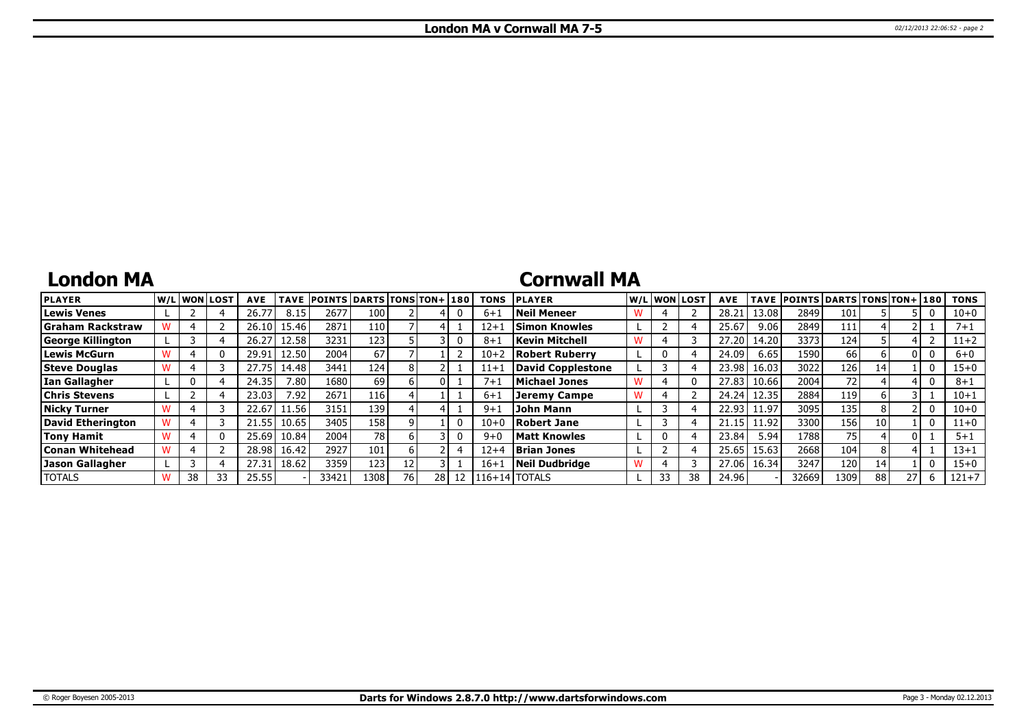# London MA v Cornwall MA 7-5

## London MA

| PLAYER | W/L | WON | LOST | AVE | TAVE | POINTS | DARTS | TONS | TON+ | 180 | TONS |
|---|---|---|---|---|---|---|---|---|---|---|---|
| Lewis Venes | L | 2 | 4 | 26.77 | 8.15 | 2677 | 100 | 2 | 4 | 0 | 6+1 |
| Graham Rackstraw | W | 4 | 2 | 26.10 | 15.46 | 2871 | 110 | 7 | 4 | 1 | 12+1 |
| George Killington | L | 3 | 4 | 26.27 | 12.58 | 3231 | 123 | 5 | 3 | 0 | 8+1 |
| Lewis McGurn | W | 4 | 0 | 29.91 | 12.50 | 2004 | 67 | 7 | 1 | 2 | 10+2 |
| Steve Douglas | W | 4 | 3 | 27.75 | 14.48 | 3441 | 124 | 8 | 2 | 1 | 11+1 |
| Ian Gallagher | L | 0 | 4 | 24.35 | 7.80 | 1680 | 69 | 6 | 0 | 1 | 7+1 |
| Chris Stevens | L | 2 | 4 | 23.03 | 7.92 | 2671 | 116 | 4 | 1 | 1 | 6+1 |
| Nicky Turner | W | 4 | 3 | 22.67 | 11.56 | 3151 | 139 | 4 | 4 | 1 | 9+1 |
| David Etherington | W | 4 | 3 | 21.55 | 10.65 | 3405 | 158 | 9 | 1 | 0 | 10+0 |
| Tony Hamit | W | 4 | 0 | 25.69 | 10.84 | 2004 | 78 | 6 | 3 | 0 | 9+0 |
| Conan Whitehead | W | 4 | 2 | 28.98 | 16.42 | 2927 | 101 | 6 | 2 | 4 | 12+4 |
| Jason Gallagher | L | 3 | 4 | 27.31 | 18.62 | 3359 | 123 | 12 | 3 | 1 | 16+1 |
| TOTALS | W | 38 | 33 | 25.55 | - | 33421 | 1308 | 76 | 28 | 12 | 116+14 |

## Cornwall MA

| PLAYER | W/L | WON | LOST | AVE | TAVE | POINTS | DARTS | TONS | TON+ | 180 | TONS |
|---|---|---|---|---|---|---|---|---|---|---|---|
| Neil Meneer | W | 4 | 2 | 28.21 | 13.08 | 2849 | 101 | 5 | 5 | 0 | 10+0 |
| Simon Knowles | L | 2 | 4 | 25.67 | 9.06 | 2849 | 111 | 4 | 2 | 1 | 7+1 |
| Kevin Mitchell | W | 4 | 3 | 27.20 | 14.20 | 3373 | 124 | 5 | 4 | 2 | 11+2 |
| Robert Ruberry | L | 0 | 4 | 24.09 | 6.65 | 1590 | 66 | 6 | 0 | 0 | 6+0 |
| David Copplestone | L | 3 | 4 | 23.98 | 16.03 | 3022 | 126 | 14 | 1 | 0 | 15+0 |
| Michael Jones | W | 4 | 0 | 27.83 | 10.66 | 2004 | 72 | 4 | 4 | 0 | 8+1 |
| Jeremy Campe | W | 4 | 2 | 24.24 | 12.35 | 2884 | 119 | 6 | 3 | 1 | 10+1 |
| John Mann | L | 3 | 4 | 22.93 | 11.97 | 3095 | 135 | 8 | 2 | 0 | 10+0 |
| Robert Jane | L | 3 | 4 | 21.15 | 11.92 | 3300 | 156 | 10 | 1 | 0 | 11+0 |
| Matt Knowles | L | 0 | 4 | 23.84 | 5.94 | 1788 | 75 | 4 | 0 | 1 | 5+1 |
| Brian Jones | L | 2 | 4 | 25.65 | 15.63 | 2668 | 104 | 8 | 4 | 1 | 13+1 |
| Neil Dudbridge | W | 4 | 3 | 27.06 | 16.34 | 3247 | 120 | 14 | 1 | 0 | 15+0 |
| TOTALS | L | 33 | 38 | 24.96 | - | 32669 | 1309 | 88 | 27 | 6 | 121+7 |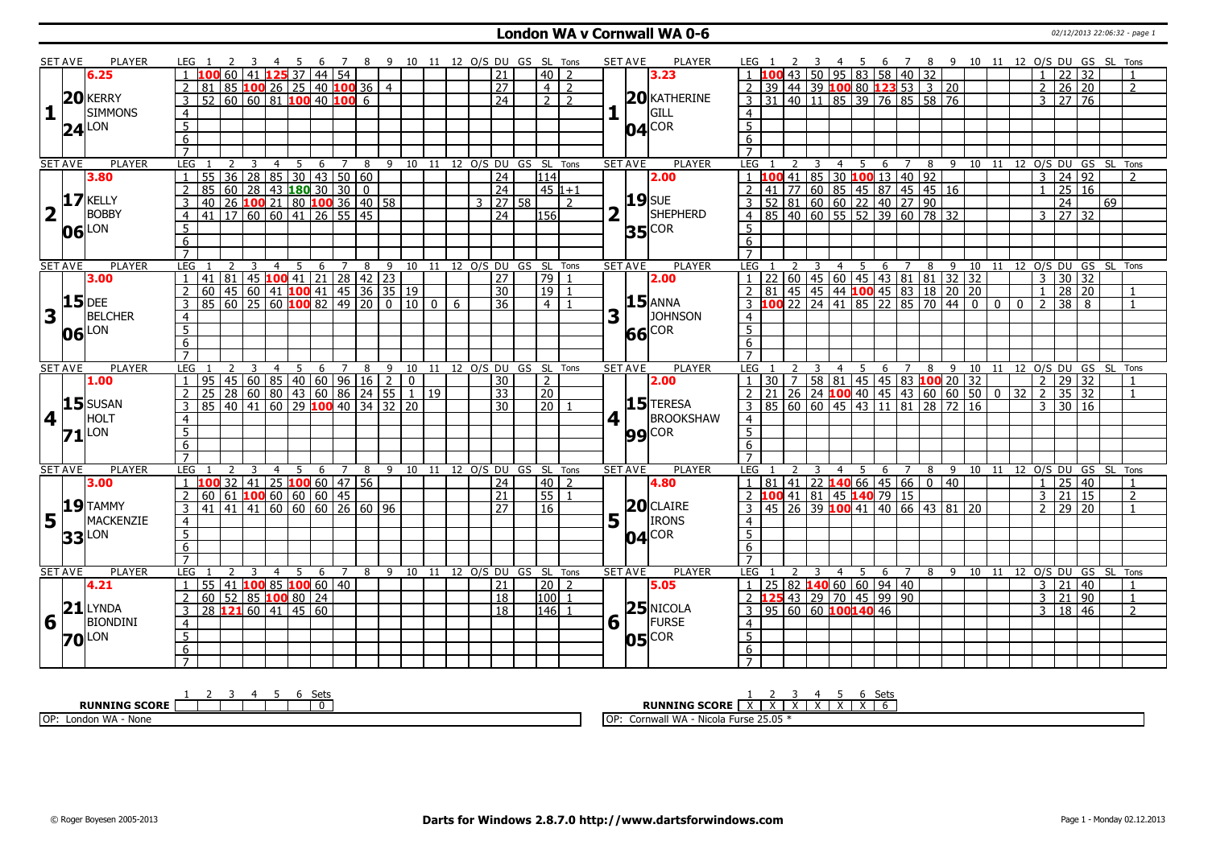# London WA v Cornwall WA 0-6

02/12/2013 22:06:32 - page 1

## Set 1

**London:** KERRY SIMMONS (LON) — Set Ave 20.24 — 6.25

| LEG | 1 | 2 | 3 | 4 | 5 | 6 | 7 | 8 | 9 | 10 | 11 | 12 | O/S | DU | GS | SL | Tons |
|---|---|---|---|---|---|---|---|---|---|---|---|---|---|---|---|---|---|
| 1 | 100 | 60 | 41 | 125 | 37 | 44 | 54 | | | | | | | 21 | | 40 | 2 |
| 2 | 81 | 85 | 100 | 26 | 25 | 40 | 100 | 36 | 4 | | | | | 27 | | 4 | 2 |
| 3 | 52 | 60 | 60 | 81 | 100 | 40 | 100 | 6 | | | | | | 24 | | 2 | 2 |

**Cornwall:** KATHERINE GILL (COR) — Set Ave 20.04 — 3.23

| LEG | 1 | 2 | 3 | 4 | 5 | 6 | 7 | 8 | 9 | 10 | 11 | 12 | O/S | DU | GS | SL | Tons |
|---|---|---|---|---|---|---|---|---|---|---|---|---|---|---|---|---|---|
| 1 | 100 | 43 | 50 | 95 | 83 | 58 | 40 | 32 | | | | | 1 | 22 | 32 | | 1 |
| 2 | 39 | 44 | 39 | 100 | 80 | 123 | 53 | 3 | 20 | | | | 2 | 26 | 20 | | 2 |
| 3 | 31 | 40 | 11 | 85 | 39 | 76 | 85 | 58 | 76 | | | | 3 | 27 | 76 | | |

## Set 2

**London:** KELLY BOBBY (LON) — Set Ave 17.06 — 3.80

| LEG | 1 | 2 | 3 | 4 | 5 | 6 | 7 | 8 | 9 | 10 | 11 | 12 | O/S | DU | GS | SL | Tons |
|---|---|---|---|---|---|---|---|---|---|---|---|---|---|---|---|---|---|
| 1 | 55 | 36 | 28 | 85 | 30 | 43 | 50 | 60 | | | | | | 24 | | 114 | |
| 2 | 85 | 60 | 28 | 43 | 180 | 30 | 30 | 0 | | | | | | 24 | | 45 | 1+1 |
| 3 | 40 | 26 | 100 | 21 | 80 | 100 | 36 | 40 | 58 | | | | 3 | 27 | 58 | | 2 |
| 4 | 41 | 17 | 60 | 60 | 41 | 26 | 55 | 45 | | | | | | 24 | | 156 | |

**Cornwall:** SUE SHEPHERD (COR) — Set Ave 19.35 — 2.00

| LEG | 1 | 2 | 3 | 4 | 5 | 6 | 7 | 8 | 9 | 10 | 11 | 12 | O/S | DU | GS | SL | Tons |
|---|---|---|---|---|---|---|---|---|---|---|---|---|---|---|---|---|---|
| 1 | 100 | 41 | 85 | 30 | 100 | 13 | 40 | 92 | | | | | 3 | 24 | 92 | | 2 |
| 2 | 41 | 77 | 60 | 85 | 45 | 87 | 45 | 45 | 16 | | | | 1 | 25 | 16 | | |
| 3 | 52 | 81 | 60 | 60 | 22 | 40 | 27 | 90 | | | | | | 24 | | 69 | |
| 4 | 85 | 40 | 60 | 55 | 52 | 39 | 60 | 78 | 32 | | | | 3 | 27 | 32 | | |

## Set 3

**London:** DEE BELCHER (LON) — Set Ave 15.06 — 3.00

| LEG | 1 | 2 | 3 | 4 | 5 | 6 | 7 | 8 | 9 | 10 | 11 | 12 | O/S | DU | GS | SL | Tons |
|---|---|---|---|---|---|---|---|---|---|---|---|---|---|---|---|---|---|
| 1 | 41 | 81 | 45 | 100 | 41 | 21 | 28 | 42 | 23 | | | | | 27 | | 79 | 1 |
| 2 | 60 | 45 | 60 | 41 | 100 | 41 | 45 | 36 | 35 | 19 | | | | 30 | | 19 | 1 |
| 3 | 85 | 60 | 25 | 60 | 100 | 82 | 49 | 20 | 0 | 10 | 0 | 6 | | 36 | | 4 | 1 |

**Cornwall:** ANNA JOHNSON (COR) — Set Ave 15.66 — 2.00

| LEG | 1 | 2 | 3 | 4 | 5 | 6 | 7 | 8 | 9 | 10 | 11 | 12 | O/S | DU | GS | SL | Tons |
|---|---|---|---|---|---|---|---|---|---|---|---|---|---|---|---|---|---|
| 1 | 22 | 60 | 45 | 60 | 45 | 43 | 81 | 81 | 32 | 32 | | | 3 | 30 | 32 | | |
| 2 | 81 | 45 | 45 | 44 | 100 | 45 | 83 | 18 | 20 | 20 | | | 1 | 28 | 20 | | 1 |
| 3 | 100 | 22 | 24 | 41 | 85 | 22 | 85 | 70 | 44 | 0 | 0 | 0 | 2 | 38 | 8 | | 1 |

## Set 4

**London:** SUSAN HOLT (LON) — Set Ave 15.71 — 1.00

| LEG | 1 | 2 | 3 | 4 | 5 | 6 | 7 | 8 | 9 | 10 | 11 | 12 | O/S | DU | GS | SL | Tons |
|---|---|---|---|---|---|---|---|---|---|---|---|---|---|---|---|---|---|
| 1 | 95 | 45 | 60 | 85 | 40 | 60 | 96 | 16 | 2 | 0 | | | | 30 | | 2 | |
| 2 | 25 | 28 | 60 | 80 | 43 | 60 | 86 | 24 | 55 | 1 | 19 | | | 33 | | 20 | |
| 3 | 85 | 40 | 41 | 60 | 29 | 100 | 40 | 34 | 32 | 20 | | | | 30 | | 20 | 1 |

**Cornwall:** TERESA BROOKSHAW (COR) — Set Ave 15.99 — 2.00

| LEG | 1 | 2 | 3 | 4 | 5 | 6 | 7 | 8 | 9 | 10 | 11 | 12 | O/S | DU | GS | SL | Tons |
|---|---|---|---|---|---|---|---|---|---|---|---|---|---|---|---|---|---|
| 1 | 30 | 7 | 58 | 81 | 45 | 45 | 83 | 100 | 20 | 32 | | | 2 | 29 | 32 | | 1 |
| 2 | 21 | 26 | 24 | 100 | 40 | 45 | 43 | 60 | 60 | 50 | 0 | 32 | 2 | 35 | 32 | | 1 |
| 3 | 85 | 60 | 60 | 45 | 43 | 11 | 81 | 28 | 72 | 16 | | | 3 | 30 | 16 | | |

## Set 5

**London:** TAMMY MACKENZIE (LON) — Set Ave 19.33 — 3.00

| LEG | 1 | 2 | 3 | 4 | 5 | 6 | 7 | 8 | 9 | 10 | 11 | 12 | O/S | DU | GS | SL | Tons |
|---|---|---|---|---|---|---|---|---|---|---|---|---|---|---|---|---|---|
| 1 | 100 | 32 | 41 | 25 | 100 | 60 | 47 | 56 | | | | | | 24 | | 40 | 2 |
| 2 | 60 | 61 | 100 | 60 | 60 | 60 | 45 | | | | | | | 21 | | 55 | 1 |
| 3 | 41 | 41 | 41 | 60 | 60 | 60 | 26 | 60 | 96 | | | | | 27 | | 16 | |

**Cornwall:** CLAIRE IRONS (COR) — Set Ave 20.04 — 4.80

| LEG | 1 | 2 | 3 | 4 | 5 | 6 | 7 | 8 | 9 | 10 | 11 | 12 | O/S | DU | GS | SL | Tons |
|---|---|---|---|---|---|---|---|---|---|---|---|---|---|---|---|---|---|
| 1 | 81 | 41 | 22 | 140 | 66 | 45 | 66 | 0 | 40 | | | | 1 | 25 | 40 | | 1 |
| 2 | 100 | 41 | 81 | 45 | 140 | 79 | 15 | | | | | | 3 | 21 | 15 | | 2 |
| 3 | 45 | 26 | 39 | 100 | 41 | 40 | 66 | 43 | 81 | 20 | | | 2 | 29 | 20 | | 1 |

## Set 6

**London:** LYNDA BIONDINI (LON) — Set Ave 21.70 — 4.21

| LEG | 1 | 2 | 3 | 4 | 5 | 6 | 7 | 8 | 9 | 10 | 11 | 12 | O/S | DU | GS | SL | Tons |
|---|---|---|---|---|---|---|---|---|---|---|---|---|---|---|---|---|---|
| 1 | 55 | 41 | 100 | 85 | 100 | 60 | 40 | | | | | | | 21 | | 20 | 2 |
| 2 | 60 | 52 | 85 | 100 | 80 | 24 | | | | | | | | 18 | | 100 | 1 |
| 3 | 28 | 121 | 60 | 41 | 45 | 60 | | | | | | | | 18 | | 146 | 1 |

**Cornwall:** NICOLA FURSE (COR) — Set Ave 25.05 — 5.05

| LEG | 1 | 2 | 3 | 4 | 5 | 6 | 7 | 8 | 9 | 10 | 11 | 12 | O/S | DU | GS | SL | Tons |
|---|---|---|---|---|---|---|---|---|---|---|---|---|---|---|---|---|---|
| 1 | 25 | 82 | 140 | 60 | 60 | 94 | 40 | | | | | | 3 | 21 | 40 | | 1 |
| 2 | 125 | 43 | 29 | 70 | 45 | 99 | 90 | | | | | | 3 | 21 | 90 | | 1 |
| 3 | 95 | 60 | 60 | 100 | 140 | 46 | | | | | | | 3 | 18 | 46 | | 2 |

## Running Score

| | 1 | 2 | 3 | 4 | 5 | 6 | Sets |
|---|---|---|---|---|---|---|---|
| London WA | | | | | | | 0 |
| Cornwall WA | X | X | X | X | X | X | 6 |

OP: London WA - None

OP: Cornwall WA - Nicola Furse 25.05 *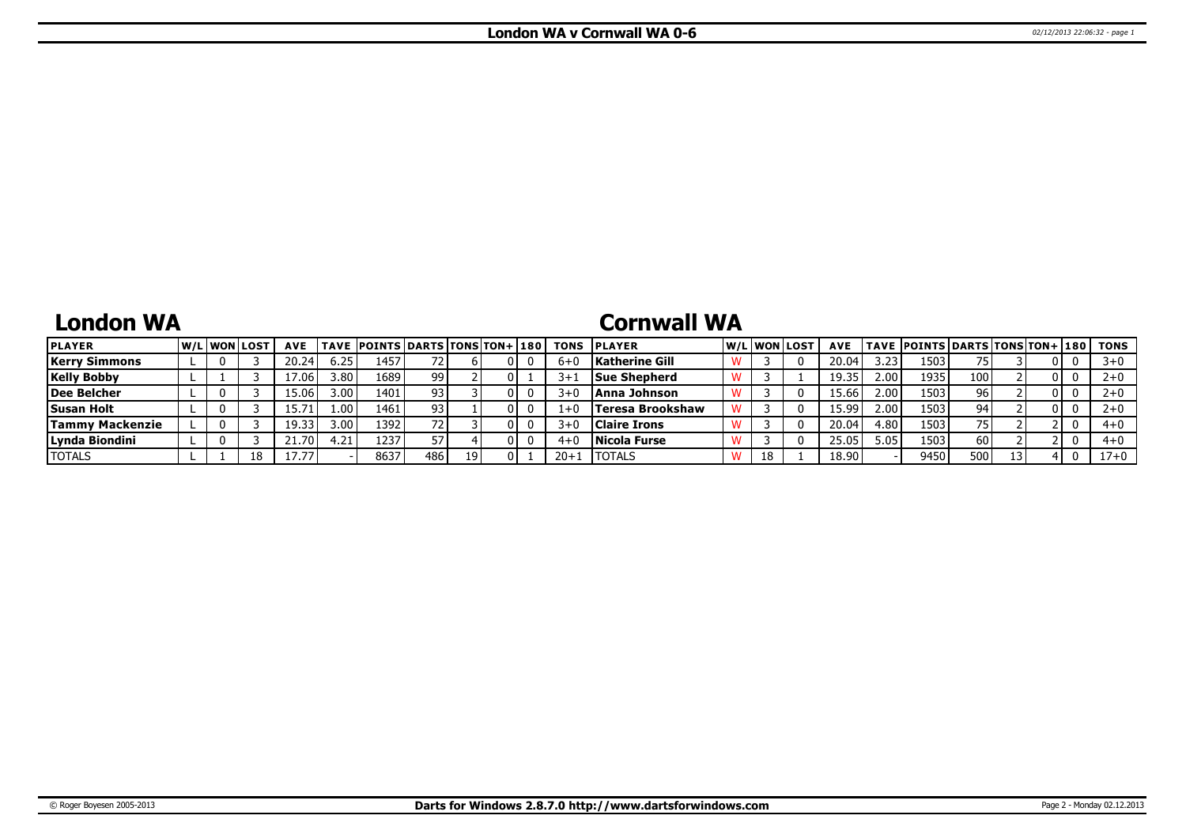# London WA v Cornwall WA 0-6

## London WA

| PLAYER | W/L | WON | LOST | AVE | TAVE | POINTS | DARTS | TONS | TON+ | 180 | TONS |
|---|---|---|---|---|---|---|---|---|---|---|---|
| Kerry Simmons | L | 0 | 3 | 20.24 | 6.25 | 1457 | 72 | 6 | 0 | 0 | 6+0 |
| Kelly Bobby | L | 1 | 3 | 17.06 | 3.80 | 1689 | 99 | 2 | 0 | 1 | 3+1 |
| Dee Belcher | L | 0 | 3 | 15.06 | 3.00 | 1401 | 93 | 3 | 0 | 0 | 3+0 |
| Susan Holt | L | 0 | 3 | 15.71 | 1.00 | 1461 | 93 | 1 | 0 | 0 | 1+0 |
| Tammy Mackenzie | L | 0 | 3 | 19.33 | 3.00 | 1392 | 72 | 3 | 0 | 0 | 3+0 |
| Lynda Biondini | L | 0 | 3 | 21.70 | 4.21 | 1237 | 57 | 4 | 0 | 0 | 4+0 |
| TOTALS | L | 1 | 18 | 17.77 | - | 8637 | 486 | 19 | 0 | 1 | 20+1 |

## Cornwall WA

| PLAYER | W/L | WON | LOST | AVE | TAVE | POINTS | DARTS | TONS | TON+ | 180 | TONS |
|---|---|---|---|---|---|---|---|---|---|---|---|
| Katherine Gill | W | 3 | 0 | 20.04 | 3.23 | 1503 | 75 | 3 | 0 | 0 | 3+0 |
| Sue Shepherd | W | 3 | 1 | 19.35 | 2.00 | 1935 | 100 | 2 | 0 | 0 | 2+0 |
| Anna Johnson | W | 3 | 0 | 15.66 | 2.00 | 1503 | 96 | 2 | 0 | 0 | 2+0 |
| Teresa Brookshaw | W | 3 | 0 | 15.99 | 2.00 | 1503 | 94 | 2 | 0 | 0 | 2+0 |
| Claire Irons | W | 3 | 0 | 20.04 | 4.80 | 1503 | 75 | 2 | 2 | 0 | 4+0 |
| Nicola Furse | W | 3 | 0 | 25.05 | 5.05 | 1503 | 60 | 2 | 2 | 0 | 4+0 |
| TOTALS | W | 18 | 1 | 18.90 | - | 9450 | 500 | 13 | 4 | 0 | 17+0 |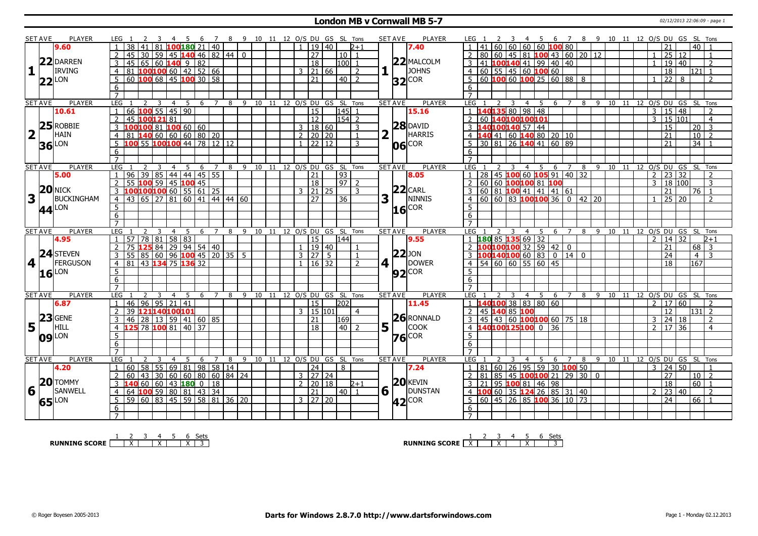# London MB v Cornwall MB 5-7

| SET | AVE | PLAYER | LEG | 1 | 2 | 3 | 4 | 5 | 6 | 7 | 8 | 9 | 10 | 11 | 12 | O/S | DU | GS | SL | Tons |
|---|---|---|---|---|---|---|---|---|---|---|---|---|---|---|---|---|---|---|---|---|
| 1 | 9.60 | DARREN IRVING (22, 22 LON) | 1 | 38 | 41 | 81 | 100 | 180 | 21 | 40 | | | | | | 1 | 19 | 40 | | 2+1 |
| | | | 2 | 45 | 30 | 59 | 45 | 140 | 46 | 82 | 44 | 0 | | | | | 27 | | 10 | 1 |
| | | | 3 | 45 | 65 | 60 | 140 | 9 | 82 | | | | | | | | 18 | | 100 | 1 |
| | | | 4 | 81 | 100 | 100 | 60 | 42 | 52 | 66 | | | | | | 3 | 21 | 66 | | 2 |
| | | | 5 | 60 | 100 | 68 | 45 | 100 | 30 | 58 | | | | | | | 21 | | 40 | 2 |
| 2 | 10.61 | ROBBIE HAIN (25, 36 LON) | 1 | 66 | 100 | 55 | 45 | 90 | | | | | | | | | 15 | | 145 | 1 |
| | | | 2 | 45 | 100 | 121 | 81 | | | | | | | | | | 12 | | 154 | 2 |
| | | | 3 | 100 | 100 | 81 | 100 | 60 | 60 | | | | | | | 3 | 18 | 60 | | 3 |
| | | | 4 | 81 | 140 | 60 | 60 | 60 | 80 | 20 | | | | | | 2 | 20 | 20 | | 1 |
| | | | 5 | 100 | 55 | 100 | 100 | 44 | 78 | 12 | 12 | | | | | 1 | 22 | 12 | | 3 |
| 3 | 5.00 | NICK BUCKINGHAM (20, 44 LON) | 1 | 96 | 39 | 85 | 44 | 44 | 45 | 55 | | | | | | | 21 | | 93 | |
| | | | 2 | 55 | 100 | 59 | 45 | 100 | 45 | | | | | | | | 18 | | 97 | 2 |
| | | | 3 | 100 | 100 | 100 | 60 | 55 | 61 | 25 | | | | | | 3 | 21 | 25 | | 3 |
| | | | 4 | 43 | 65 | 27 | 81 | 60 | 41 | 44 | 44 | 60 | | | | | 27 | | 36 | |
| 4 | 4.95 | STEVEN FERGUSON (24, 16 LON) | 1 | 57 | 78 | 81 | 58 | 83 | | | | | | | | | 15 | | 144 | |
| | | | 2 | 75 | 125 | 84 | 29 | 94 | 54 | 40 | | | | | | 1 | 19 | 40 | | 1 |
| | | | 3 | 55 | 85 | 60 | 96 | 100 | 45 | 20 | 35 | 5 | | | | 3 | 27 | 5 | | 1 |
| | | | 4 | 81 | 43 | 134 | 75 | 136 | 32 | | | | | | | 1 | 16 | 32 | | 2 |
| 5 | 6.87 | GENE HILL (23, 09 LON) | 1 | 46 | 96 | 95 | 21 | 41 | | | | | | | | | 15 | | 202 | |
| | | | 2 | 39 | 121 | 140 | 100 | 101 | | | | | | | | 3 | 15 | 101 | | 4 |
| | | | 3 | 46 | 28 | 13 | 59 | 41 | 60 | 85 | | | | | | | 21 | | 169 | |
| | | | 4 | 125 | 78 | 100 | 81 | 40 | 37 | | | | | | | | 18 | | 40 | 2 |
| 6 | 4.20 | TOMMY SANWELL (20, 65 LON) | 1 | 60 | 58 | 55 | 69 | 81 | 98 | 58 | 14 | | | | | | 24 | | 8 | |
| | | | 2 | 60 | 43 | 30 | 60 | 60 | 80 | 60 | 84 | 24 | | | | 3 | 27 | 24 | | |
| | | | 3 | 140 | 60 | 60 | 43 | 180 | 0 | 18 | | | | | | 2 | 20 | 18 | | 2+1 |
| | | | 4 | 64 | 100 | 59 | 80 | 81 | 43 | 34 | | | | | | | 21 | | 40 | 1 |
| | | | 5 | 59 | 60 | 83 | 45 | 59 | 58 | 81 | 36 | 20 | | | | 3 | 27 | 20 | | |

| SET | AVE | PLAYER | LEG | 1 | 2 | 3 | 4 | 5 | 6 | 7 | 8 | 9 | 10 | 11 | 12 | O/S | DU | GS | SL | Tons |
|---|---|---|---|---|---|---|---|---|---|---|---|---|---|---|---|---|---|---|---|---|
| 1 | 7.40 | MALCOLM JOHNS (22, 32 COR) | 1 | 41 | 60 | 60 | 60 | 60 | 100 | 80 | | | | | | | 21 | | 40 | 1 |
| | | | 2 | 80 | 60 | 45 | 81 | 100 | 43 | 60 | 20 | 12 | | | | 1 | 25 | 12 | | 1 |
| | | | 3 | 41 | 100 | 140 | 41 | 99 | 40 | 40 | | | | | | 1 | 19 | 40 | | 2 |
| | | | 4 | 60 | 55 | 45 | 60 | 100 | 60 | | | | | | | | 18 | | 121 | 1 |
| | | | 5 | 60 | 100 | 60 | 100 | 25 | 60 | 88 | 8 | | | | | 1 | 22 | 8 | | 2 |
| 2 | 15.16 | DAVID HARRIS (28, 06 COR) | 1 | 140 | 135 | 80 | 98 | 48 | | | | | | | | 3 | 15 | 48 | | 2 |
| | | | 2 | 60 | 140 | 100 | 100 | 101 | | | | | | | | 3 | 15 | 101 | | 4 |
| | | | 3 | 140 | 100 | 140 | 57 | 44 | | | | | | | | | 15 | | 20 | 3 |
| | | | 4 | 140 | 41 | 60 | 140 | 80 | 20 | 10 | | | | | | | 21 | | 10 | 2 |
| | | | 5 | 30 | 81 | 26 | 140 | 41 | 60 | 89 | | | | | | | 21 | | 34 | 1 |
| 3 | 8.05 | CARL NINNIS (22, 16 COR) | 1 | 28 | 45 | 100 | 60 | 105 | 91 | 40 | 32 | | | | | 2 | 23 | 32 | | 2 |
| | | | 2 | 60 | 60 | 100 | 100 | 81 | 100 | | | | | | | 3 | 18 | 100 | | 3 |
| | | | 3 | 60 | 81 | 100 | 41 | 41 | 41 | 61 | | | | | | | 21 | | 76 | 1 |
| | | | 4 | 60 | 60 | 83 | 100 | 100 | 36 | 0 | 42 | 20 | | | | 1 | 25 | 20 | | 2 |
| 4 | 9.55 | JON DOWER (22, 92 COR) | 1 | 180 | 85 | 135 | 69 | 32 | | | | | | | | 2 | 14 | 32 | | 2+1 |
| | | | 2 | 100 | 100 | 100 | 32 | 59 | 42 | 0 | | | | | | | 21 | | 68 | 3 |
| | | | 3 | 100 | 140 | 100 | 60 | 83 | 0 | 14 | 0 | | | | | | 24 | | 4 | 3 |
| | | | 4 | 54 | 60 | 60 | 55 | 60 | 45 | | | | | | | | 18 | | 167 | |
| 5 | 11.45 | RONNALD COOK (26, 76 COR) | 1 | 140 | 100 | 38 | 83 | 80 | 60 | | | | | | | 2 | 17 | 60 | | 2 |
| | | | 2 | 45 | 140 | 85 | 100 | | | | | | | | | | 12 | | 131 | 2 |
| | | | 3 | 45 | 43 | 60 | 100 | 100 | 60 | 75 | 18 | | | | | 3 | 24 | 18 | | 2 |
| | | | 4 | 140 | 100 | 125 | 100 | 0 | 36 | | | | | | | 2 | 17 | 36 | | 4 |
| 6 | 7.24 | KEVIN DUNSTAN (20, 42 COR) | 1 | 81 | 60 | 26 | 95 | 59 | 30 | 100 | 50 | | | | | 3 | 24 | 50 | | 1 |
| | | | 2 | 81 | 85 | 45 | 100 | 100 | 21 | 29 | 30 | 0 | | | | | 27 | | 10 | 2 |
| | | | 3 | 21 | 95 | 100 | 81 | 46 | 98 | | | | | | | | 18 | | 60 | 1 |
| | | | 4 | 100 | 60 | 35 | 124 | 26 | 85 | 31 | 40 | | | | | 2 | 23 | 40 | | 2 |
| | | | 5 | 60 | 45 | 26 | 85 | 100 | 36 | 10 | 73 | | | | | | 24 | | 66 | 1 |

| RUNNING SCORE (LON) | 1 | 2 | 3 | 4 | 5 | 6 | Sets |
|---|---|---|---|---|---|---|---|
| | | X | | X | | X | 3 |

| RUNNING SCORE (COR) | 1 | 2 | 3 | 4 | 5 | 6 | Sets |
|---|---|---|---|---|---|---|---|
| | X | | X | | X | | 3 |

© Roger Boyesen 2005-2013 — Darts for Windows 2.8.7.0 http://www.dartsforwindows.com — Page 1 - Monday 02.12.2013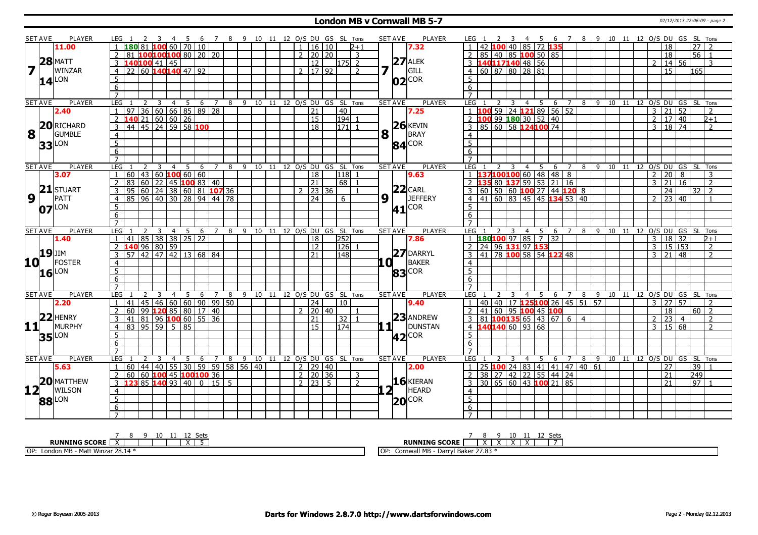# London MB v Cornwall MB 5-7

| SET AVE | PLAYER | LEG | 1 | 2 | 3 | 4 | 5 | 6 | 7 | 8 | 9 | 10 | 11 | 12 | O/S | DU | GS | SL | Tons | SET AVE | PLAYER | LEG | 1 | 2 | 3 | 4 | 5 | 6 | 7 | 8 | 9 | 10 | 11 | 12 | O/S | DU | GS | SL | Tons |
|---|---|---|---|---|---|---|---|---|---|---|---|---|---|---|---|---|---|---|---|---|---|---|---|---|---|---|---|---|---|---|---|---|---|---|---|---|---|---|---|
| 11.00 | | 1 | 180 | 81 | 100 | 60 | 70 | 10 | | | | | | | 1 | 16 | 10 | | 2+1 | 7.32 | | 1 | 42 | 100 | 40 | 85 | 72 | 135 | | | | | | | | 18 | | 27 | 2 |
| 28 | MATT | 2 | 81 | 100 | 100 | 100 | 80 | 20 | 20 | | | | | | 2 | 20 | 20 | | 3 | 27 | ALEK | 2 | 85 | 40 | 85 | 100 | 50 | 85 | | | | | | | | 18 | | 56 | 1 |
| 7 | WINZAR | 3 | 140 | 100 | 41 | 45 | | | | | | | | | | 12 | | 175 | 2 | 7 | GILL | 3 | 140 | 117 | 140 | 48 | 56 | | | | | | | | 2 | 14 | 56 | | 3 |
| 14 | LON | 4 | 22 | 60 | 140 | 140 | 47 | 92 | | | | | | | 2 | 17 | 92 | | 2 | 02 | COR | 4 | 60 | 87 | 80 | 28 | 81 | | | | | | | | | 15 | | 165 | |
| | | 5 | | | | | | | | | | | | | | | | | | | | 5 | | | | | | | | | | | | | | | | | |
| | | 6 | | | | | | | | | | | | | | | | | | | | 6 | | | | | | | | | | | | | | | | | |
| | | 7 | | | | | | | | | | | | | | | | | | | | 7 | | | | | | | | | | | | | | | | | |

| SET AVE | PLAYER | LEG | 1 | 2 | 3 | 4 | 5 | 6 | 7 | 8 | 9 | 10 | 11 | 12 | O/S | DU | GS | SL | Tons | SET AVE | PLAYER | LEG | 1 | 2 | 3 | 4 | 5 | 6 | 7 | 8 | 9 | 10 | 11 | 12 | O/S | DU | GS | SL | Tons |
|---|---|---|---|---|---|---|---|---|---|---|---|---|---|---|---|---|---|---|---|---|---|---|---|---|---|---|---|---|---|---|---|---|---|---|---|---|---|---|---|
| 2.40 | | 1 | 97 | 36 | 60 | 66 | 85 | 89 | 28 | | | | | | | 21 | | 40 | | 7.25 | | 1 | 100 | 59 | 24 | 121 | 89 | 56 | 52 | | | | | | 3 | 21 | 52 | | 2 |
| 20 | RICHARD | 2 | 140 | 21 | 60 | 60 | 26 | | | | | | | | | 15 | | 194 | 1 | 26 | KEVIN | 2 | 100 | 99 | 180 | 30 | 52 | 40 | | | | | | | 2 | 17 | 40 | | 2+1 |
| 8 | GUMBLE | 3 | 44 | 45 | 24 | 59 | 58 | 100 | | | | | | | | 18 | | 171 | 1 | 8 | BRAY | 3 | 85 | 60 | 58 | 124 | 100 | 74 | | | | | | | 3 | 18 | 74 | | 2 |
| 33 | LON | 4 | | | | | | | | | | | | | | | | | | 84 | COR | 4 | | | | | | | | | | | | | | | | | |
| | | 5 | | | | | | | | | | | | | | | | | | | | 5 | | | | | | | | | | | | | | | | | |
| | | 6 | | | | | | | | | | | | | | | | | | | | 6 | | | | | | | | | | | | | | | | | |
| | | 7 | | | | | | | | | | | | | | | | | | | | 7 | | | | | | | | | | | | | | | | | |

| SET AVE | PLAYER | LEG | 1 | 2 | 3 | 4 | 5 | 6 | 7 | 8 | 9 | 10 | 11 | 12 | O/S | DU | GS | SL | Tons | SET AVE | PLAYER | LEG | 1 | 2 | 3 | 4 | 5 | 6 | 7 | 8 | 9 | 10 | 11 | 12 | O/S | DU | GS | SL | Tons |
|---|---|---|---|---|---|---|---|---|---|---|---|---|---|---|---|---|---|---|---|---|---|---|---|---|---|---|---|---|---|---|---|---|---|---|---|---|---|---|---|
| 3.07 | | 1 | 60 | 43 | 60 | 100 | 60 | 60 | | | | | | | | 18 | | 118 | 1 | 9.63 | | 1 | 137 | 100 | 100 | 60 | 48 | 48 | 8 | | | | | | 2 | 20 | 8 | | 3 |
| 21 | STUART | 2 | 83 | 60 | 22 | 45 | 100 | 83 | 40 | | | | | | | 21 | | 68 | 1 | 22 | CARL | 2 | 135 | 80 | 137 | 59 | 53 | 21 | 16 | | | | | | 3 | 21 | 16 | | 2 |
| 9 | PATT | 3 | 95 | 60 | 24 | 38 | 60 | 81 | 107 | 36 | | | | | 2 | 23 | 36 | | 1 | 9 | JEFFERY | 3 | 60 | 50 | 60 | 100 | 27 | 44 | 120 | 8 | | | | | | 24 | | 32 | 2 |
| 07 | LON | 4 | 85 | 96 | 40 | 30 | 28 | 94 | 44 | 78 | | | | | | 24 | | 6 | | 41 | COR | 4 | 41 | 60 | 83 | 45 | 45 | 134 | 53 | 40 | | | | | 2 | 23 | 40 | | 1 |
| | | 5 | | | | | | | | | | | | | | | | | | | | 5 | | | | | | | | | | | | | | | | | |
| | | 6 | | | | | | | | | | | | | | | | | | | | 6 | | | | | | | | | | | | | | | | | |
| | | 7 | | | | | | | | | | | | | | | | | | | | 7 | | | | | | | | | | | | | | | | | |

| SET AVE | PLAYER | LEG | 1 | 2 | 3 | 4 | 5 | 6 | 7 | 8 | 9 | 10 | 11 | 12 | O/S | DU | GS | SL | Tons | SET AVE | PLAYER | LEG | 1 | 2 | 3 | 4 | 5 | 6 | 7 | 8 | 9 | 10 | 11 | 12 | O/S | DU | GS | SL | Tons |
|---|---|---|---|---|---|---|---|---|---|---|---|---|---|---|---|---|---|---|---|---|---|---|---|---|---|---|---|---|---|---|---|---|---|---|---|---|---|---|---|
| 1.40 | | 1 | 41 | 85 | 38 | 38 | 25 | 22 | | | | | | | | 18 | | 252 | | 7.86 | | 1 | 180 | 100 | 97 | 85 | 7 | 32 | | | | | | | 3 | 18 | 32 | | 2+1 |
| 19 | JIM | 2 | 140 | 96 | 80 | 59 | | | | | | | | | | 12 | | 126 | 1 | 27 | DARRYL | 2 | 24 | 96 | 131 | 97 | 153 | | | | | | | | 3 | 15 | 153 | | 2 |
| 10 | FOSTER | 3 | 57 | 42 | 47 | 42 | 13 | 68 | 84 | | | | | | | 21 | | 148 | | 10 | BAKER | 3 | 41 | 78 | 100 | 58 | 54 | 122 | 48 | | | | | | 3 | 21 | 48 | | 2 |
| 16 | LON | 4 | | | | | | | | | | | | | | | | | | 83 | COR | 4 | | | | | | | | | | | | | | | | | |
| | | 5 | | | | | | | | | | | | | | | | | | | | 5 | | | | | | | | | | | | | | | | | |
| | | 6 | | | | | | | | | | | | | | | | | | | | 6 | | | | | | | | | | | | | | | | | |
| | | 7 | | | | | | | | | | | | | | | | | | | | 7 | | | | | | | | | | | | | | | | | |

| SET AVE | PLAYER | LEG | 1 | 2 | 3 | 4 | 5 | 6 | 7 | 8 | 9 | 10 | 11 | 12 | O/S | DU | GS | SL | Tons | SET AVE | PLAYER | LEG | 1 | 2 | 3 | 4 | 5 | 6 | 7 | 8 | 9 | 10 | 11 | 12 | O/S | DU | GS | SL | Tons |
|---|---|---|---|---|---|---|---|---|---|---|---|---|---|---|---|---|---|---|---|---|---|---|---|---|---|---|---|---|---|---|---|---|---|---|---|---|---|---|---|
| 2.20 | | 1 | 41 | 45 | 46 | 60 | 60 | 90 | 99 | 50 | | | | | | 24 | | 10 | | 9.40 | | 1 | 40 | 40 | 17 | 125 | 100 | 26 | 45 | 51 | 57 | | | | 3 | 27 | 57 | | 2 |
| 22 | HENRY | 2 | 60 | 99 | 120 | 85 | 80 | 17 | 40 | | | | | | 2 | 20 | 40 | | 1 | 23 | ANDREW | 2 | 41 | 60 | 95 | 100 | 45 | 100 | | | | | | | | 18 | | 60 | 2 |
| 11 | MURPHY | 3 | 41 | 81 | 96 | 100 | 60 | 55 | 36 | | | | | | | 21 | | 32 | 1 | 11 | DUNSTAN | 3 | 81 | 100 | 135 | 65 | 43 | 67 | 6 | 4 | | | | | 2 | 23 | 4 | | 2 |
| 35 | LON | 4 | 83 | 95 | 59 | 5 | 85 | | | | | | | | | 15 | | 174 | | 42 | COR | 4 | 140 | 140 | 60 | 93 | 68 | | | | | | | | 3 | 15 | 68 | | 2 |
| | | 5 | | | | | | | | | | | | | | | | | | | | 5 | | | | | | | | | | | | | | | | | |
| | | 6 | | | | | | | | | | | | | | | | | | | | 6 | | | | | | | | | | | | | | | | | |
| | | 7 | | | | | | | | | | | | | | | | | | | | 7 | | | | | | | | | | | | | | | | | |

| SET AVE | PLAYER | LEG | 1 | 2 | 3 | 4 | 5 | 6 | 7 | 8 | 9 | 10 | 11 | 12 | O/S | DU | GS | SL | Tons | SET AVE | PLAYER | LEG | 1 | 2 | 3 | 4 | 5 | 6 | 7 | 8 | 9 | 10 | 11 | 12 | O/S | DU | GS | SL | Tons |
|---|---|---|---|---|---|---|---|---|---|---|---|---|---|---|---|---|---|---|---|---|---|---|---|---|---|---|---|---|---|---|---|---|---|---|---|---|---|---|---|
| 5.63 | | 1 | 60 | 44 | 40 | 55 | 30 | 59 | 59 | 58 | 56 | 40 | | | 2 | 29 | 40 | | | 2.00 | | 1 | 25 | 100 | 24 | 83 | 41 | 41 | 47 | 40 | 61 | | | | | 27 | | 39 | 1 |
| 20 | MATTHEW | 2 | 60 | 60 | 100 | 45 | 100 | 100 | 36 | | | | | | 2 | 20 | 36 | | 3 | 16 | KIERAN | 2 | 38 | 27 | 42 | 22 | 55 | 44 | 24 | | | | | | | 21 | | 249 | |
| 12 | WILSON | 3 | 123 | 85 | 140 | 93 | 40 | 0 | 15 | 5 | | | | | 2 | 23 | 5 | | 2 | 12 | HEARD | 3 | 30 | 65 | 60 | 43 | 100 | 21 | 85 | | | | | | | 21 | | 97 | 1 |
| 88 | LON | 4 | | | | | | | | | | | | | | | | | | 20 | COR | 4 | | | | | | | | | | | | | | | | | |
| | | 5 | | | | | | | | | | | | | | | | | | | | 5 | | | | | | | | | | | | | | | | | |
| | | 6 | | | | | | | | | | | | | | | | | | | | 6 | | | | | | | | | | | | | | | | | |
| | | 7 | | | | | | | | | | | | | | | | | | | | 7 | | | | | | | | | | | | | | | | | |

| RUNNING SCORE | 7 | 8 | 9 | 10 | 11 | 12 | Sets |
|---|---|---|---|---|---|---|---|
| London MB | X | | | | | X | 5 |
| Cornwall MB | | X | X | X | X | | 7 |

OP: London MB - Matt Winzar 28.14 *

OP: Cornwall MB - Darryl Baker 27.83 *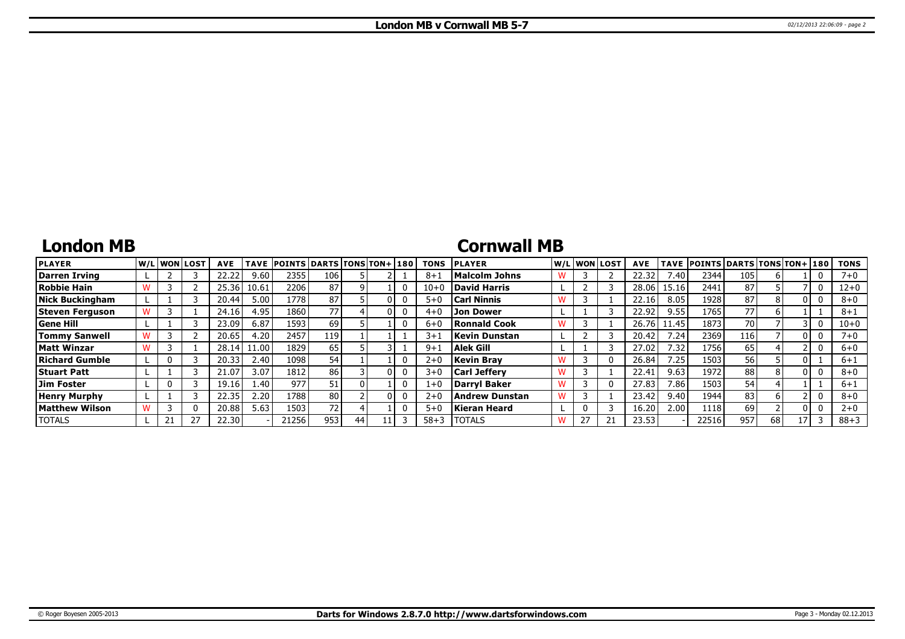# London MB v Cornwall MB 5-7

## London MB

| PLAYER | W/L | WON | LOST | AVE | TAVE | POINTS | DARTS | TONS | TON+ | 180 | TONS |
|---|---|---|---|---|---|---|---|---|---|---|---|
| Darren Irving | L | 2 | 3 | 22.22 | 9.60 | 2355 | 106 | 5 | 2 | 1 | 8+1 |
| Robbie Hain | W | 3 | 2 | 25.36 | 10.61 | 2206 | 87 | 9 | 1 | 0 | 10+0 |
| Nick Buckingham | L | 1 | 3 | 20.44 | 5.00 | 1778 | 87 | 5 | 0 | 0 | 5+0 |
| Steven Ferguson | W | 3 | 1 | 24.16 | 4.95 | 1860 | 77 | 4 | 0 | 0 | 4+0 |
| Gene Hill | L | 1 | 3 | 23.09 | 6.87 | 1593 | 69 | 5 | 1 | 0 | 6+0 |
| Tommy Sanwell | W | 3 | 2 | 20.65 | 4.20 | 2457 | 119 | 1 | 1 | 1 | 3+1 |
| Matt Winzar | W | 3 | 1 | 28.14 | 11.00 | 1829 | 65 | 5 | 3 | 1 | 9+1 |
| Richard Gumble | L | 0 | 3 | 20.33 | 2.40 | 1098 | 54 | 1 | 1 | 0 | 2+0 |
| Stuart Patt | L | 1 | 3 | 21.07 | 3.07 | 1812 | 86 | 3 | 0 | 0 | 3+0 |
| Jim Foster | L | 0 | 3 | 19.16 | 1.40 | 977 | 51 | 0 | 1 | 0 | 1+0 |
| Henry Murphy | L | 1 | 3 | 22.35 | 2.20 | 1788 | 80 | 2 | 0 | 0 | 2+0 |
| Matthew Wilson | W | 3 | 0 | 20.88 | 5.63 | 1503 | 72 | 4 | 1 | 0 | 5+0 |
| TOTALS | L | 21 | 27 | 22.30 | - | 21256 | 953 | 44 | 11 | 3 | 58+3 |

## Cornwall MB

| PLAYER | W/L | WON | LOST | AVE | TAVE | POINTS | DARTS | TONS | TON+ | 180 | TONS |
|---|---|---|---|---|---|---|---|---|---|---|---|
| Malcolm Johns | W | 3 | 2 | 22.32 | 7.40 | 2344 | 105 | 6 | 1 | 0 | 7+0 |
| David Harris | L | 2 | 3 | 28.06 | 15.16 | 2441 | 87 | 5 | 7 | 0 | 12+0 |
| Carl Ninnis | W | 3 | 1 | 22.16 | 8.05 | 1928 | 87 | 8 | 0 | 0 | 8+0 |
| Jon Dower | L | 1 | 3 | 22.92 | 9.55 | 1765 | 77 | 6 | 1 | 1 | 8+1 |
| Ronnald Cook | W | 3 | 1 | 26.76 | 11.45 | 1873 | 70 | 7 | 3 | 0 | 10+0 |
| Kevin Dunstan | L | 2 | 3 | 20.42 | 7.24 | 2369 | 116 | 7 | 0 | 0 | 7+0 |
| Alek Gill | L | 1 | 3 | 27.02 | 7.32 | 1756 | 65 | 4 | 2 | 0 | 6+0 |
| Kevin Bray | W | 3 | 0 | 26.84 | 7.25 | 1503 | 56 | 5 | 0 | 1 | 6+1 |
| Carl Jeffery | W | 3 | 1 | 22.41 | 9.63 | 1972 | 88 | 8 | 0 | 0 | 8+0 |
| Darryl Baker | W | 3 | 0 | 27.83 | 7.86 | 1503 | 54 | 4 | 1 | 1 | 6+1 |
| Andrew Dunstan | W | 3 | 1 | 23.42 | 9.40 | 1944 | 83 | 6 | 2 | 0 | 8+0 |
| Kieran Heard | L | 0 | 3 | 16.20 | 2.00 | 1118 | 69 | 2 | 0 | 0 | 2+0 |
| TOTALS | W | 27 | 21 | 23.53 | - | 22516 | 957 | 68 | 17 | 3 | 88+3 |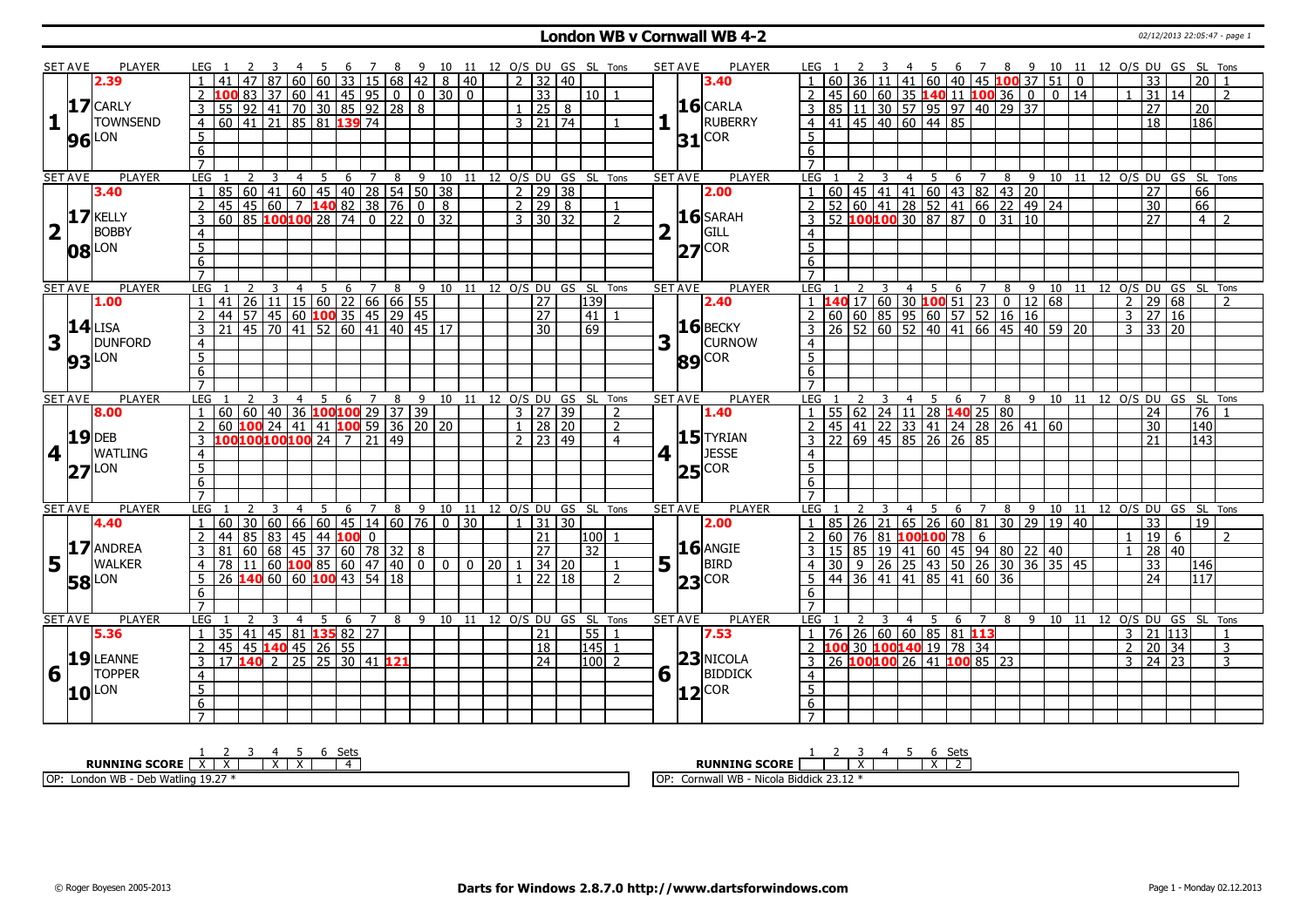# London WB v Cornwall WB 4-2

02/12/2013 22:05:47 - page 1

## Set 1

| SET AVE | PLAYER | LEG | 1 | 2 | 3 | 4 | 5 | 6 | 7 | 8 | 9 | 10 | 11 | 12 | O/S | DU | GS | SL | Tons |
|---|---|---|---|---|---|---|---|---|---|---|---|---|---|---|---|---|---|---|---|
| 2.39 | 17 CARLY TOWNSEND 96 LON | 1 | 41 | 47 | 87 | 60 | 60 | 33 | 15 | 68 | 42 | 8 | 40 | | 2 | 32 | 40 | | |
| | | 2 | 100 | 83 | 37 | 60 | 41 | 45 | 95 | 0 | 0 | 30 | 0 | | | 33 | | 10 | 1 |
| | | 3 | 55 | 92 | 41 | 70 | 30 | 85 | 92 | 28 | 8 | | | | 1 | 25 | 8 | | |
| | | 4 | 60 | 41 | 21 | 85 | 81 | 139 | 74 | | | | | | 3 | 21 | 74 | | 1 |

| SET AVE | PLAYER | LEG | 1 | 2 | 3 | 4 | 5 | 6 | 7 | 8 | 9 | 10 | 11 | 12 | O/S | DU | GS | SL | Tons |
|---|---|---|---|---|---|---|---|---|---|---|---|---|---|---|---|---|---|---|---|
| 3.40 | 16 CARLA RUBERRY 31 COR | 1 | 60 | 36 | 11 | 41 | 60 | 40 | 45 | 100 | 37 | 51 | 0 | | | 33 | | 20 | 1 |
| | | 2 | 45 | 60 | 60 | 35 | 140 | 11 | 100 | 36 | 0 | 0 | 14 | | 1 | 31 | 14 | | 2 |
| | | 3 | 85 | 11 | 30 | 57 | 95 | 97 | 40 | 29 | 37 | | | | | 27 | | 20 | |
| | | 4 | 41 | 45 | 40 | 60 | 44 | 85 | | | | | | | | 18 | | 186 | |

## Set 2

| SET AVE | PLAYER | LEG | 1 | 2 | 3 | 4 | 5 | 6 | 7 | 8 | 9 | 10 | 11 | 12 | O/S | DU | GS | SL | Tons |
|---|---|---|---|---|---|---|---|---|---|---|---|---|---|---|---|---|---|---|---|
| 3.40 | 17 KELLY BOBBY 08 LON | 1 | 85 | 60 | 41 | 60 | 45 | 40 | 28 | 54 | 50 | 38 | | | 2 | 29 | 38 | | |
| | | 2 | 45 | 45 | 60 | 7 | 140 | 82 | 38 | 76 | 0 | 8 | | | 2 | 29 | 8 | | 1 |
| | | 3 | 60 | 85 | 100 | 100 | 28 | 74 | 0 | 22 | 0 | 32 | | | 3 | 30 | 32 | | 2 |

| SET AVE | PLAYER | LEG | 1 | 2 | 3 | 4 | 5 | 6 | 7 | 8 | 9 | 10 | 11 | 12 | O/S | DU | GS | SL | Tons |
|---|---|---|---|---|---|---|---|---|---|---|---|---|---|---|---|---|---|---|---|
| 2.00 | 16 SARAH GILL 27 COR | 1 | 60 | 45 | 41 | 41 | 60 | 43 | 82 | 43 | 20 | | | | | 27 | | 66 | |
| | | 2 | 52 | 60 | 41 | 28 | 52 | 41 | 66 | 22 | 49 | 24 | | | | 30 | | 66 | |
| | | 3 | 52 | 100 | 100 | 30 | 87 | 87 | 0 | 31 | 10 | | | | | 27 | | 4 | 2 |

## Set 3

| SET AVE | PLAYER | LEG | 1 | 2 | 3 | 4 | 5 | 6 | 7 | 8 | 9 | 10 | 11 | 12 | O/S | DU | GS | SL | Tons |
|---|---|---|---|---|---|---|---|---|---|---|---|---|---|---|---|---|---|---|---|
| 1.00 | 14 LISA DUNFORD 93 LON | 1 | 41 | 26 | 11 | 15 | 60 | 22 | 66 | 66 | 55 | | | | | 27 | | 139 | |
| | | 2 | 44 | 57 | 45 | 60 | 100 | 35 | 45 | 29 | 45 | | | | | 27 | | 41 | 1 |
| | | 3 | 21 | 45 | 70 | 41 | 52 | 60 | 41 | 40 | 45 | 17 | | | | 30 | | 69 | |

| SET AVE | PLAYER | LEG | 1 | 2 | 3 | 4 | 5 | 6 | 7 | 8 | 9 | 10 | 11 | 12 | O/S | DU | GS | SL | Tons |
|---|---|---|---|---|---|---|---|---|---|---|---|---|---|---|---|---|---|---|---|
| 2.40 | 16 BECKY CURNOW 89 COR | 1 | 140 | 17 | 60 | 30 | 100 | 51 | 23 | 0 | 12 | 68 | | | 2 | 29 | 68 | | 2 |
| | | 2 | 60 | 60 | 85 | 95 | 60 | 57 | 52 | 16 | 16 | | | | 3 | 27 | 16 | | |
| | | 3 | 26 | 52 | 60 | 52 | 40 | 41 | 66 | 45 | 40 | 59 | 20 | | 3 | 33 | 20 | | |

## Set 4

| SET AVE | PLAYER | LEG | 1 | 2 | 3 | 4 | 5 | 6 | 7 | 8 | 9 | 10 | 11 | 12 | O/S | DU | GS | SL | Tons |
|---|---|---|---|---|---|---|---|---|---|---|---|---|---|---|---|---|---|---|---|
| 8.00 | 19 DEB WATLING 27 LON | 1 | 60 | 60 | 40 | 36 | 100 | 100 | 29 | 37 | 39 | | | | 3 | 27 | 39 | | 2 |
| | | 2 | 60 | 100 | 24 | 41 | 41 | 100 | 59 | 36 | 20 | 20 | | | 1 | 28 | 20 | | 2 |
| | | 3 | 100 | 100 | 100 | 100 | 24 | 7 | 21 | 49 | | | | | 2 | 23 | 49 | | 4 |

| SET AVE | PLAYER | LEG | 1 | 2 | 3 | 4 | 5 | 6 | 7 | 8 | 9 | 10 | 11 | 12 | O/S | DU | GS | SL | Tons |
|---|---|---|---|---|---|---|---|---|---|---|---|---|---|---|---|---|---|---|---|
| 1.40 | 15 TYRIAN JESSE 25 COR | 1 | 55 | 62 | 24 | 11 | 28 | 140 | 25 | 80 | | | | | | 24 | | 76 | 1 |
| | | 2 | 45 | 41 | 22 | 33 | 41 | 24 | 28 | 26 | 41 | 60 | | | | 30 | | 140 | |
| | | 3 | 22 | 69 | 45 | 85 | 26 | 26 | 85 | | | | | | | 21 | | 143 | |

## Set 5

| SET AVE | PLAYER | LEG | 1 | 2 | 3 | 4 | 5 | 6 | 7 | 8 | 9 | 10 | 11 | 12 | O/S | DU | GS | SL | Tons |
|---|---|---|---|---|---|---|---|---|---|---|---|---|---|---|---|---|---|---|---|
| 4.40 | 17 ANDREA WALKER 58 LON | 1 | 60 | 30 | 60 | 66 | 60 | 45 | 14 | 60 | 76 | 0 | 30 | | 1 | 31 | 30 | | |
| | | 2 | 44 | 85 | 83 | 45 | 44 | 100 | 0 | | | | | | | 21 | | 100 | 1 |
| | | 3 | 81 | 60 | 68 | 45 | 37 | 60 | 78 | 32 | 8 | | | | | 27 | | 32 | |
| | | 4 | 78 | 11 | 60 | 100 | 85 | 60 | 47 | 40 | 0 | 0 | 0 | 20 | 1 | 34 | 20 | | 1 |
| | | 5 | 26 | 140 | 60 | 60 | 100 | 43 | 54 | 18 | | | | | 1 | 22 | 18 | | 2 |

| SET AVE | PLAYER | LEG | 1 | 2 | 3 | 4 | 5 | 6 | 7 | 8 | 9 | 10 | 11 | 12 | O/S | DU | GS | SL | Tons |
|---|---|---|---|---|---|---|---|---|---|---|---|---|---|---|---|---|---|---|---|
| 2.00 | 16 ANGIE BIRD 23 COR | 1 | 85 | 26 | 21 | 65 | 26 | 60 | 81 | 30 | 29 | 19 | 40 | | | 33 | | 19 | |
| | | 2 | 60 | 76 | 81 | 100 | 100 | 78 | 6 | | | | | | 1 | 19 | 6 | | 2 |
| | | 3 | 15 | 85 | 19 | 41 | 60 | 45 | 94 | 80 | 22 | 40 | | | 1 | 28 | 40 | | |
| | | 4 | 30 | 9 | 26 | 25 | 43 | 50 | 26 | 30 | 36 | 35 | 45 | | | 33 | | 146 | |
| | | 5 | 44 | 36 | 41 | 41 | 85 | 41 | 60 | 36 | | | | | | 24 | | 117 | |

## Set 6

| SET AVE | PLAYER | LEG | 1 | 2 | 3 | 4 | 5 | 6 | 7 | 8 | 9 | 10 | 11 | 12 | O/S | DU | GS | SL | Tons |
|---|---|---|---|---|---|---|---|---|---|---|---|---|---|---|---|---|---|---|---|
| 5.36 | 19 LEANNE TOPPER 10 LON | 1 | 35 | 41 | 45 | 81 | 135 | 82 | 27 | | | | | | | 21 | | 55 | 1 |
| | | 2 | 45 | 45 | 140 | 45 | 26 | 55 | | | | | | | | 18 | | 145 | 1 |
| | | 3 | 17 | 140 | 2 | 25 | 25 | 30 | 41 | 121 | | | | | | 24 | | 100 | 2 |

| SET AVE | PLAYER | LEG | 1 | 2 | 3 | 4 | 5 | 6 | 7 | 8 | 9 | 10 | 11 | 12 | O/S | DU | GS | SL | Tons |
|---|---|---|---|---|---|---|---|---|---|---|---|---|---|---|---|---|---|---|---|
| 7.53 | 23 NICOLA BIDDICK 12 COR | 1 | 76 | 26 | 60 | 60 | 85 | 81 | 113 | | | | | | 3 | 21 | 113 | | 1 |
| | | 2 | 100 | 30 | 100 | 140 | 19 | 78 | 34 | | | | | | 2 | 20 | 34 | | 3 |
| | | 3 | 26 | 100 | 100 | 26 | 41 | 100 | 85 | 23 | | | | | 3 | 24 | 23 | | 3 |

| RUNNING SCORE | 1 | 2 | 3 | 4 | 5 | 6 | Sets |
|---|---|---|---|---|---|---|---|
| London WB | X | X | | X | X | | 4 |
| Cornwall WB | | | X | | | X | 2 |

OP: London WB - Deb Watling 19.27 *

OP: Cornwall WB - Nicola Biddick 23.12 *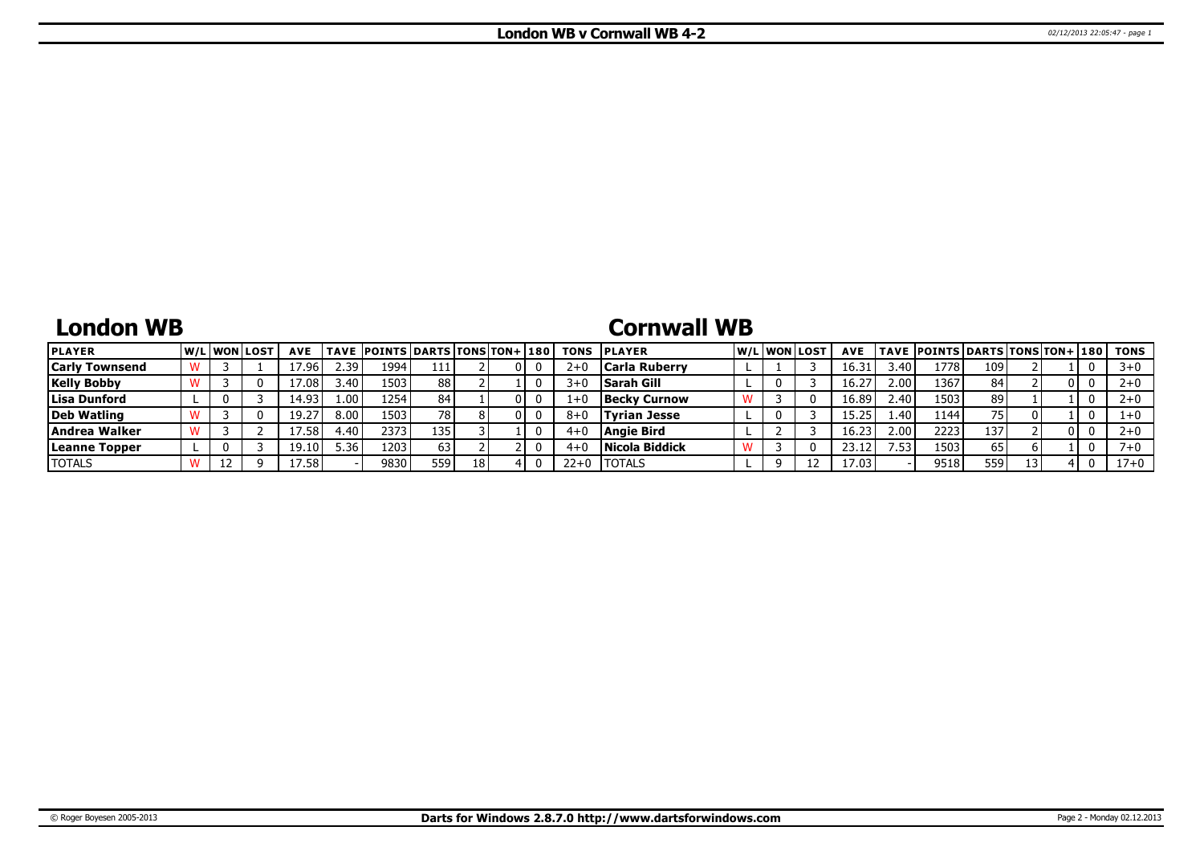# London WB v Cornwall WB 4-2

## London WB

| PLAYER | W/L | WON | LOST | AVE | TAVE | POINTS | DARTS | TONS | TON+ | 180 | TONS |
|---|---|---|---|---|---|---|---|---|---|---|---|
| Carly Townsend | W | 3 | 1 | 17.96 | 2.39 | 1994 | 111 | 2 | 0 | 0 | 2+0 |
| Kelly Bobby | W | 3 | 0 | 17.08 | 3.40 | 1503 | 88 | 2 | 1 | 0 | 3+0 |
| Lisa Dunford | L | 0 | 3 | 14.93 | 1.00 | 1254 | 84 | 1 | 0 | 0 | 1+0 |
| Deb Watling | W | 3 | 0 | 19.27 | 8.00 | 1503 | 78 | 8 | 0 | 0 | 8+0 |
| Andrea Walker | W | 3 | 2 | 17.58 | 4.40 | 2373 | 135 | 3 | 1 | 0 | 4+0 |
| Leanne Topper | L | 0 | 3 | 19.10 | 5.36 | 1203 | 63 | 2 | 2 | 0 | 4+0 |
| TOTALS | W | 12 | 9 | 17.58 | - | 9830 | 559 | 18 | 4 | 0 | 22+0 |

## Cornwall WB

| PLAYER | W/L | WON | LOST | AVE | TAVE | POINTS | DARTS | TONS | TON+ | 180 | TONS |
|---|---|---|---|---|---|---|---|---|---|---|---|
| Carla Ruberry | L | 1 | 3 | 16.31 | 3.40 | 1778 | 109 | 2 | 1 | 0 | 3+0 |
| Sarah Gill | L | 0 | 3 | 16.27 | 2.00 | 1367 | 84 | 2 | 0 | 0 | 2+0 |
| Becky Curnow | W | 3 | 0 | 16.89 | 2.40 | 1503 | 89 | 1 | 1 | 0 | 2+0 |
| Tyrian Jesse | L | 0 | 3 | 15.25 | 1.40 | 1144 | 75 | 0 | 1 | 0 | 1+0 |
| Angie Bird | L | 2 | 3 | 16.23 | 2.00 | 2223 | 137 | 2 | 0 | 0 | 2+0 |
| Nicola Biddick | W | 3 | 0 | 23.12 | 7.53 | 1503 | 65 | 6 | 1 | 0 | 7+0 |
| TOTALS | L | 9 | 12 | 17.03 | - | 9518 | 559 | 13 | 4 | 0 | 17+0 |